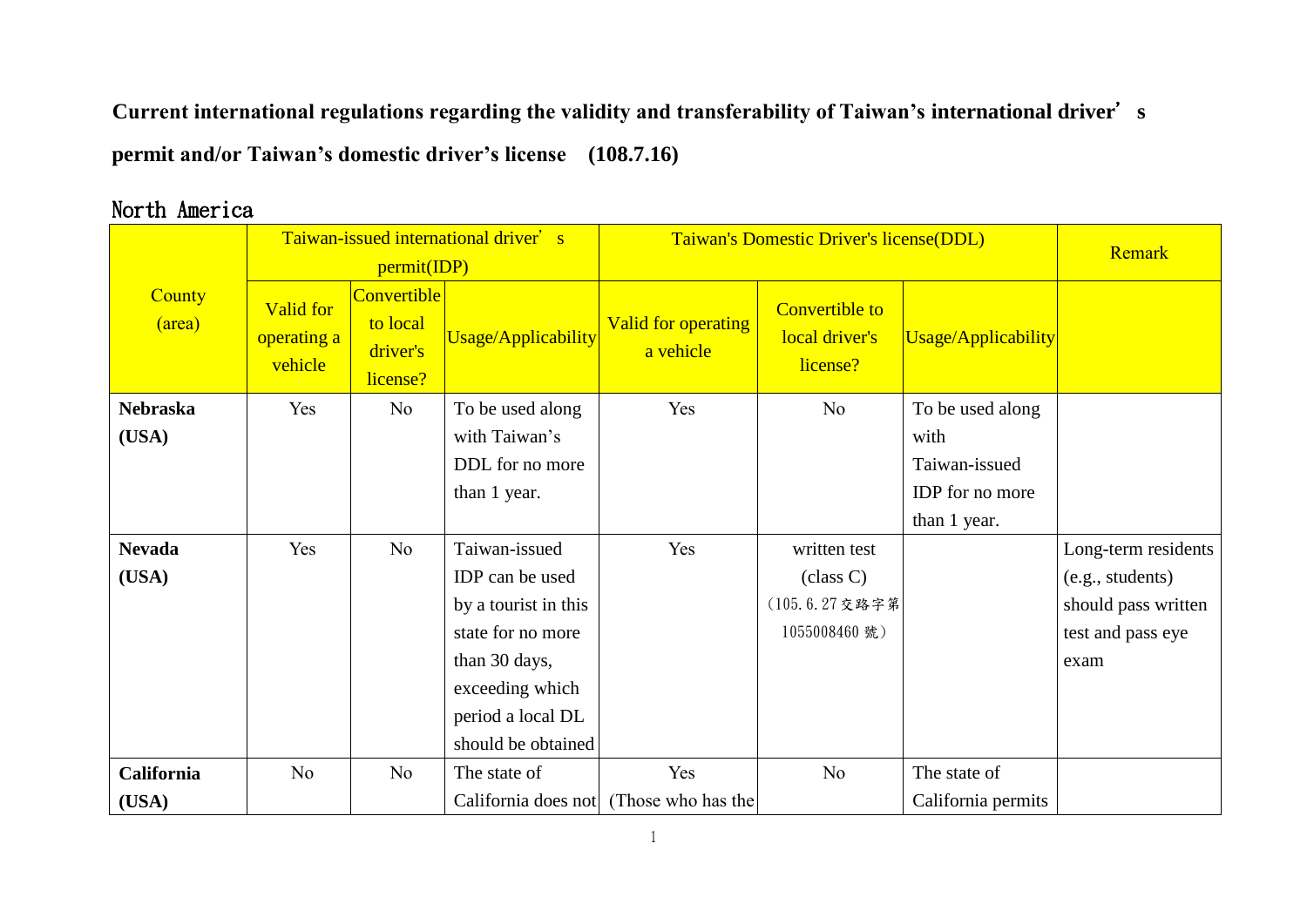**Current international regulations regarding the validity and transferability of Taiwan's international driver' s permit and/or Taiwan's domestic driver's license (108.7.16)**

## North America

| County (area) | Taiwan-issued international driver' s permit(IDP) | | | Taiwan's Domestic Driver's license(DDL) | | | Remark |
|---|---|---|---|---|---|---|---|
| | Valid for operating a vehicle | Convertible to local driver's license? | Usage/Applicability | Valid for operating a vehicle | Convertible to local driver's license? | Usage/Applicability | |
| **Nebraska (USA)** | Yes | No | To be used along with Taiwan's DDL for no more than 1 year. | Yes | No | To be used along with Taiwan-issued IDP for no more than 1 year. | |
| **Nevada (USA)** | Yes | No | Taiwan-issued IDP can be used by a tourist in this state for no more than 30 days, exceeding which period a local DL should be obtained | Yes | written test (class C) (105.6.27交路字第1055008460號) | | Long-term residents (e.g., students) should pass written test and pass eye exam |
| **California (USA)** | No | No | The state of California does not | Yes (Those who has the | No | The state of California permits | |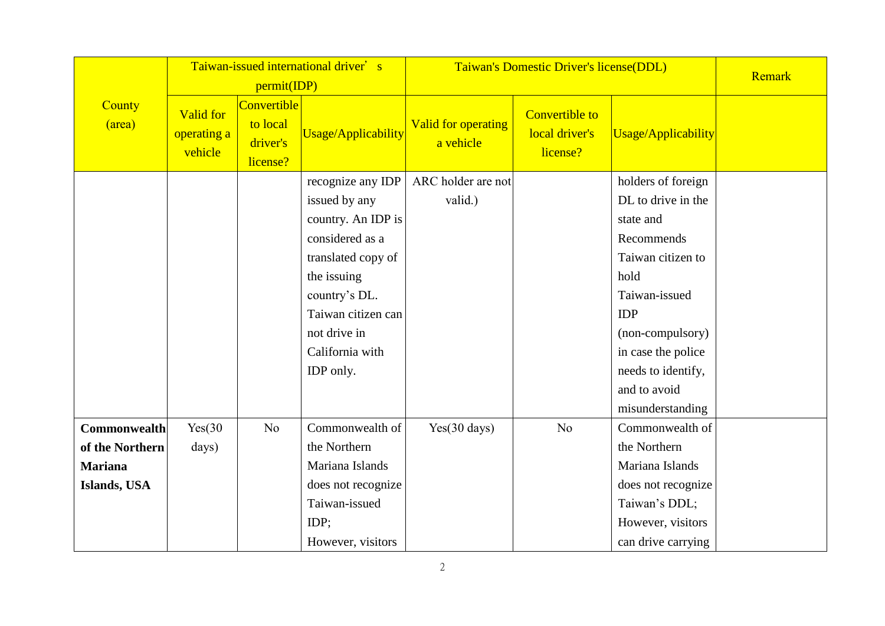| County (area) | Taiwan-issued international driver's permit(IDP) | | | Taiwan's Domestic Driver's license(DDL) | | | Remark |
|---|---|---|---|---|---|---|---|
| | Valid for operating a vehicle | Convertible to local driver's license? | Usage/Applicability | Valid for operating a vehicle | Convertible to local driver's license? | Usage/Applicability | |
| | | | recognize any IDP issued by any country. An IDP is considered as a translated copy of the issuing country's DL. Taiwan citizen can not drive in California with IDP only. | ARC holder are not valid.) | | holders of foreign DL to drive in the state and Recommends Taiwan citizen to hold Taiwan-issued IDP (non-compulsory) in case the police needs to identify, and to avoid misunderstanding | |
| **Commonwealth of the Northern Mariana Islands, USA** | Yes(30 days) | No | Commonwealth of the Northern Mariana Islands does not recognize Taiwan-issued IDP; However, visitors | Yes(30 days) | No | Commonwealth of the Northern Mariana Islands does not recognize Taiwan's DDL; However, visitors can drive carrying | |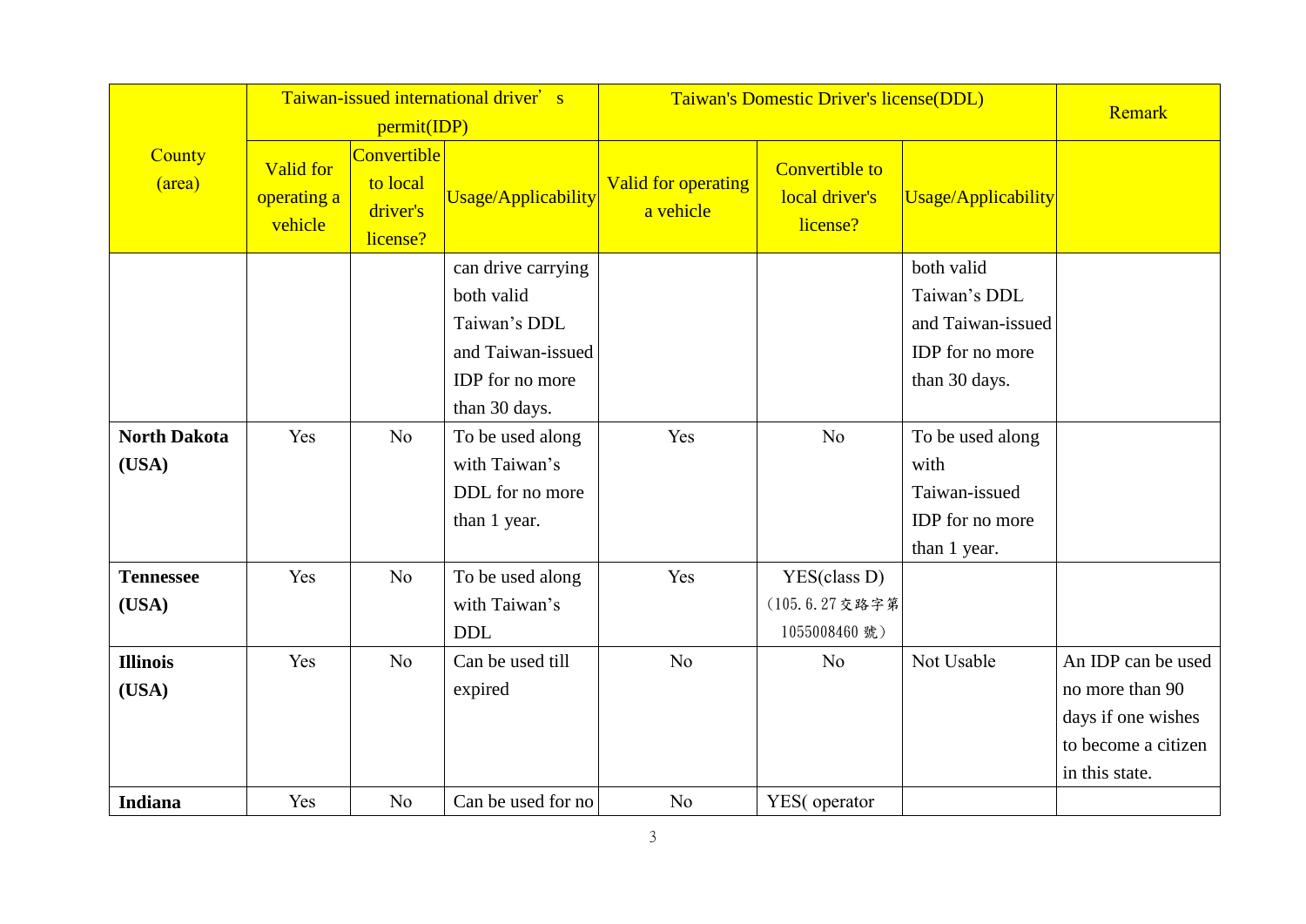| County (area) | Taiwan-issued international driver's permit(IDP) | | | Taiwan's Domestic Driver's license(DDL) | | | Remark |
|---|---|---|---|---|---|---|---|
| | Valid for operating a vehicle | Convertible to local driver's license? | Usage/Applicability | Valid for operating a vehicle | Convertible to local driver's license? | Usage/Applicability | |
| | | | can drive carrying both valid Taiwan's DDL and Taiwan-issued IDP for no more than 30 days. | | | both valid Taiwan's DDL and Taiwan-issued IDP for no more than 30 days. | |
| **North Dakota (USA)** | Yes | No | To be used along with Taiwan's DDL for no more than 1 year. | Yes | No | To be used along with Taiwan-issued IDP for no more than 1 year. | |
| **Tennessee (USA)** | Yes | No | To be used along with Taiwan's DDL | Yes | YES(class D) (105.6.27交路字第1055008460號) | | |
| **Illinois (USA)** | Yes | No | Can be used till expired | No | No | Not Usable | An IDP can be used no more than 90 days if one wishes to become a citizen in this state. |
| **Indiana** | Yes | No | Can be used for no | No | YES( operator | | |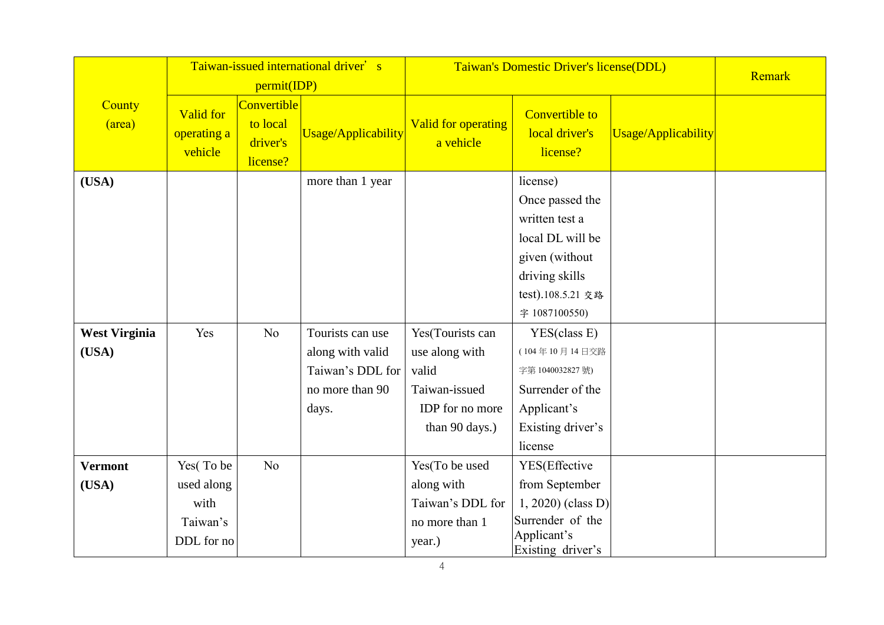| County (area) | Taiwan-issued international driver's permit(IDP) | | | Taiwan's Domestic Driver's license(DDL) | | | Remark |
|---|---|---|---|---|---|---|---|
| | Valid for operating a vehicle | Convertible to local driver's license? | Usage/Applicability | Valid for operating a vehicle | Convertible to local driver's license? | Usage/Applicability | |
| **(USA)** | | | more than 1 year | | license) Once passed the written test a local DL will be given (without driving skills test).108.5.21 交路字 1087100550) | | |
| **West Virginia (USA)** | Yes | No | Tourists can use along with valid Taiwan's DDL for no more than 90 days. | Yes(Tourists can use along with valid Taiwan-issued IDP for no more than 90 days.) | YES(class E) (104 年 10 月 14 日交路字第 1040032827 號) Surrender of the Applicant's Existing driver's license | | |
| **Vermont (USA)** | Yes( To be used along with Taiwan's DDL for no | No | | Yes(To be used along with Taiwan's DDL for no more than 1 year.) | YES(Effective from September 1, 2020) (class D) Surrender of the Applicant's Existing driver's | | |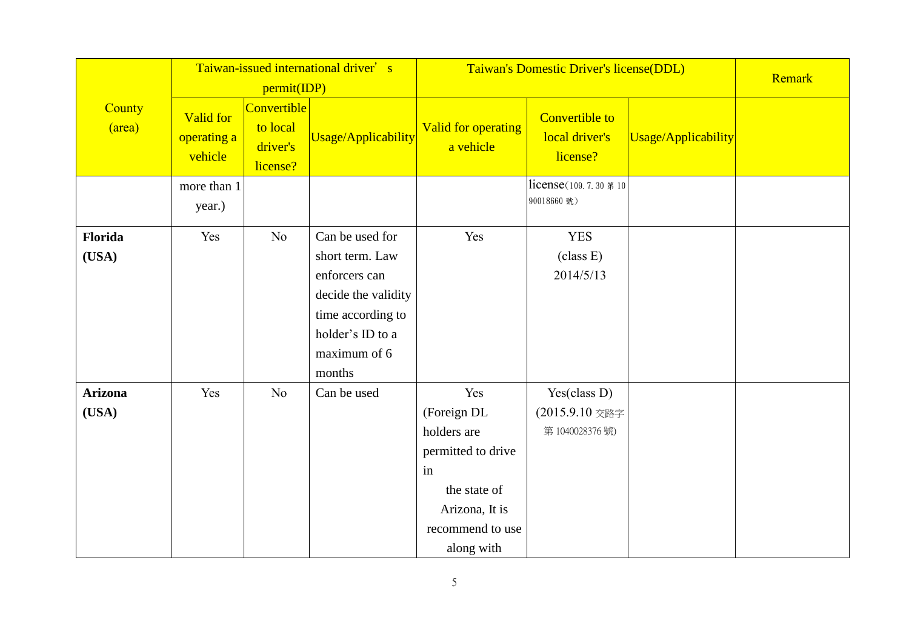| County (area) | Taiwan-issued international driver's permit(IDP) | | | Taiwan's Domestic Driver's license(DDL) | | | Remark |
|---|---|---|---|---|---|---|---|
| | Valid for operating a vehicle | Convertible to local driver's license? | Usage/Applicability | Valid for operating a vehicle | Convertible to local driver's license? | Usage/Applicability | |
| | more than 1 year.) | | | | license(109.7.30 第 1090018660 號) | | |
| **Florida (USA)** | Yes | No | Can be used for short term. Law enforcers can decide the validity time according to holder's ID to a maximum of 6 months | Yes | YES (class E) 2014/5/13 | | |
| **Arizona (USA)** | Yes | No | Can be used | Yes (Foreign DL holders are permitted to drive in the state of Arizona, It is recommend to use along with | Yes(class D) (2015.9.10 交路字第 1040028376 號) | | |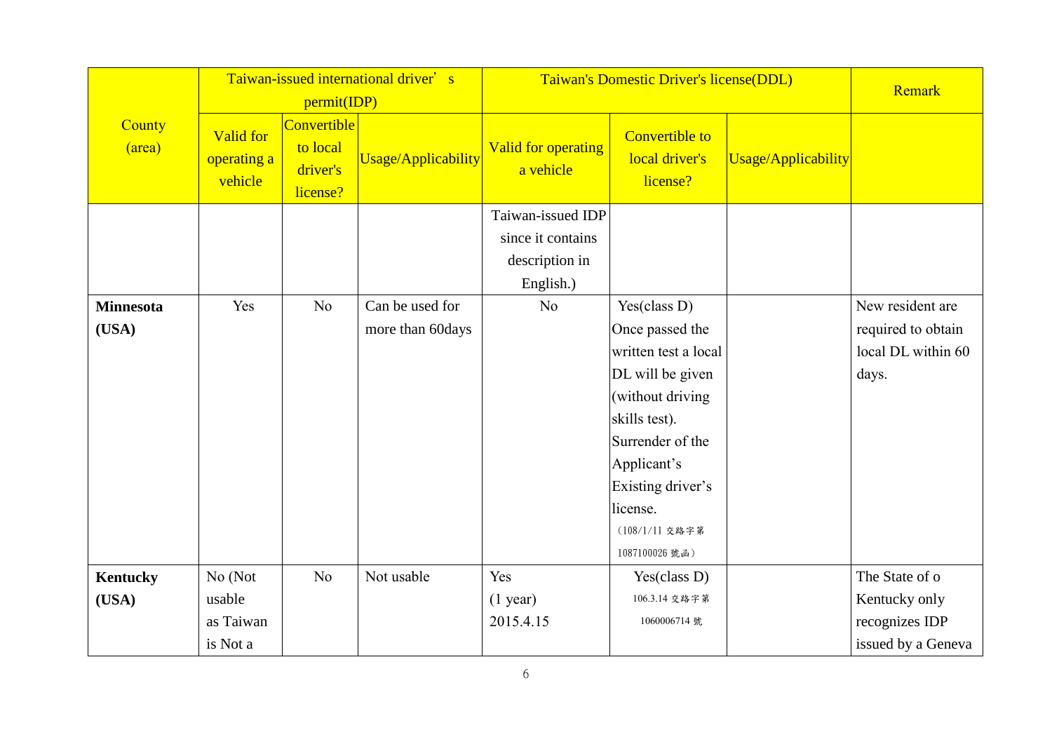| County (area) | Taiwan-issued international driver's permit(IDP) | | | Taiwan's Domestic Driver's license(DDL) | | | Remark |
|---|---|---|---|---|---|---|---|
| | Valid for operating a vehicle | Convertible to local driver's license? | Usage/Applicability | Valid for operating a vehicle | Convertible to local driver's license? | Usage/Applicability | |
| | | | | Taiwan-issued IDP since it contains description in English.) | | | |
| **Minnesota (USA)** | Yes | No | Can be used for more than 60days | No | Yes(class D) Once passed the written test a local DL will be given (without driving skills test). Surrender of the Applicant's Existing driver's license. （108/1/11 交路字第 1087100026 號函） | | New resident are required to obtain local DL within 60 days. |
| **Kentucky (USA)** | No (Not usable as Taiwan is Not a | No | Not usable | Yes (1 year) 2015.4.15 | Yes(class D) 106.3.14 交路字第 1060006714 號 | | The State of o Kentucky only recognizes IDP issued by a Geneva |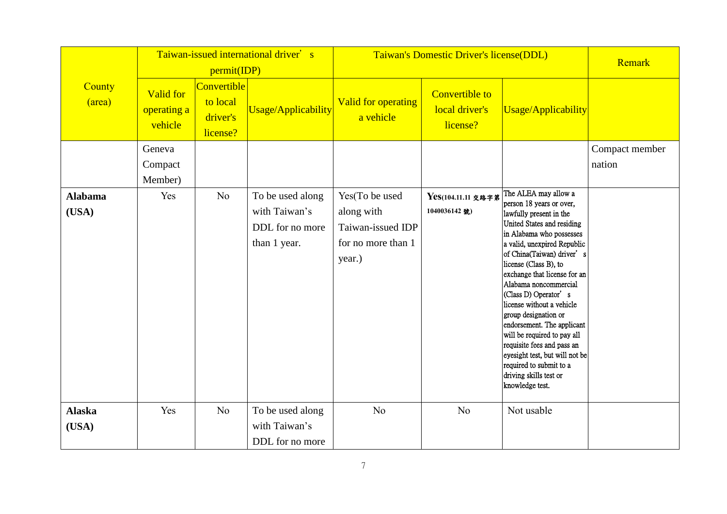| County (area) | Taiwan-issued international driver's permit(IDP) | | | Taiwan's Domestic Driver's license(DDL) | | | Remark |
|---|---|---|---|---|---|---|---|
| | Valid for operating a vehicle | Convertible to local driver's license? | Usage/Applicability | Valid for operating a vehicle | Convertible to local driver's license? | Usage/Applicability | |
| | Geneva Compact Member) | | | | | | Compact member nation |
| **Alabama (USA)** | Yes | No | To be used along with Taiwan's DDL for no more than 1 year. | Yes(To be used along with Taiwan-issued IDP for no more than 1 year.) | **Yes**(104.11.11 交路字第1040036142 號) | The ALEA may allow a person 18 years or over, lawfully present in the United States and residing in Alabama who possesses a valid, unexpired Republic of China(Taiwan) driver's license (Class B), to exchange that license for an Alabama noncommercial (Class D) Operator's license without a vehicle group designation or endorsement. The applicant will be required to pay all requisite fees and pass an eyesight test, but will not be required to submit to a driving skills test or knowledge test. | |
| **Alaska (USA)** | Yes | No | To be used along with Taiwan's DDL for no more | No | No | Not usable | |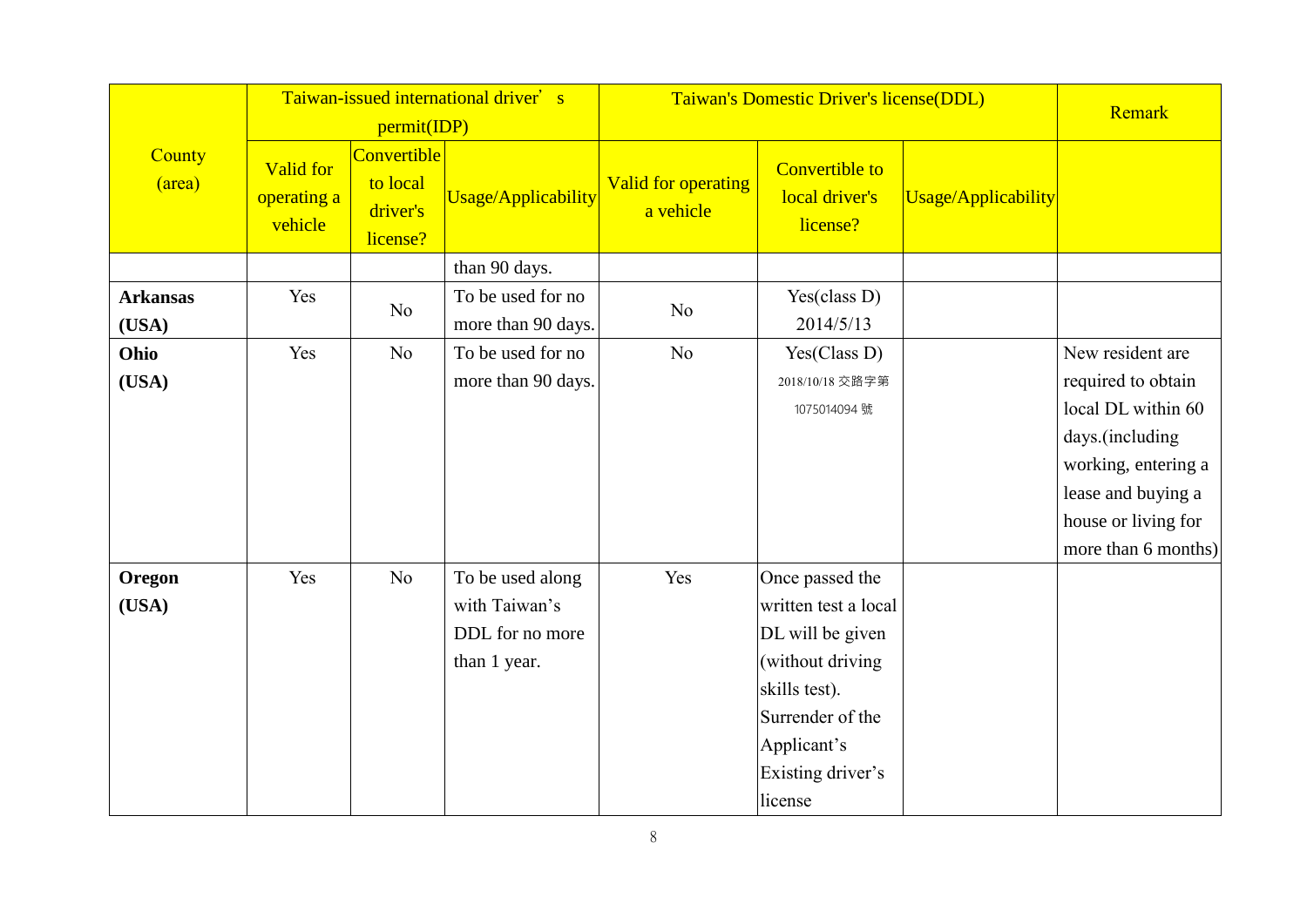| County (area) | Taiwan-issued international driver' s permit(IDP) | | | Taiwan's Domestic Driver's license(DDL) | | | Remark |
|---|---|---|---|---|---|---|---|
| | Valid for operating a vehicle | Convertible to local driver's license? | Usage/Applicability | Valid for operating a vehicle | Convertible to local driver's license? | Usage/Applicability | |
| | | | than 90 days. | | | | |
| **Arkansas (USA)** | Yes | No | To be used for no more than 90 days. | No | Yes(class D) 2014/5/13 | | |
| **Ohio (USA)** | Yes | No | To be used for no more than 90 days. | No | Yes(Class D) 2018/10/18 交路字第1075014094 號 | | New resident are required to obtain local DL within 60 days.(including working, entering a lease and buying a house or living for more than 6 months) |
| **Oregon (USA)** | Yes | No | To be used along with Taiwan's DDL for no more than 1 year. | Yes | Once passed the written test a local DL will be given (without driving skills test). Surrender of the Applicant's Existing driver's license | | |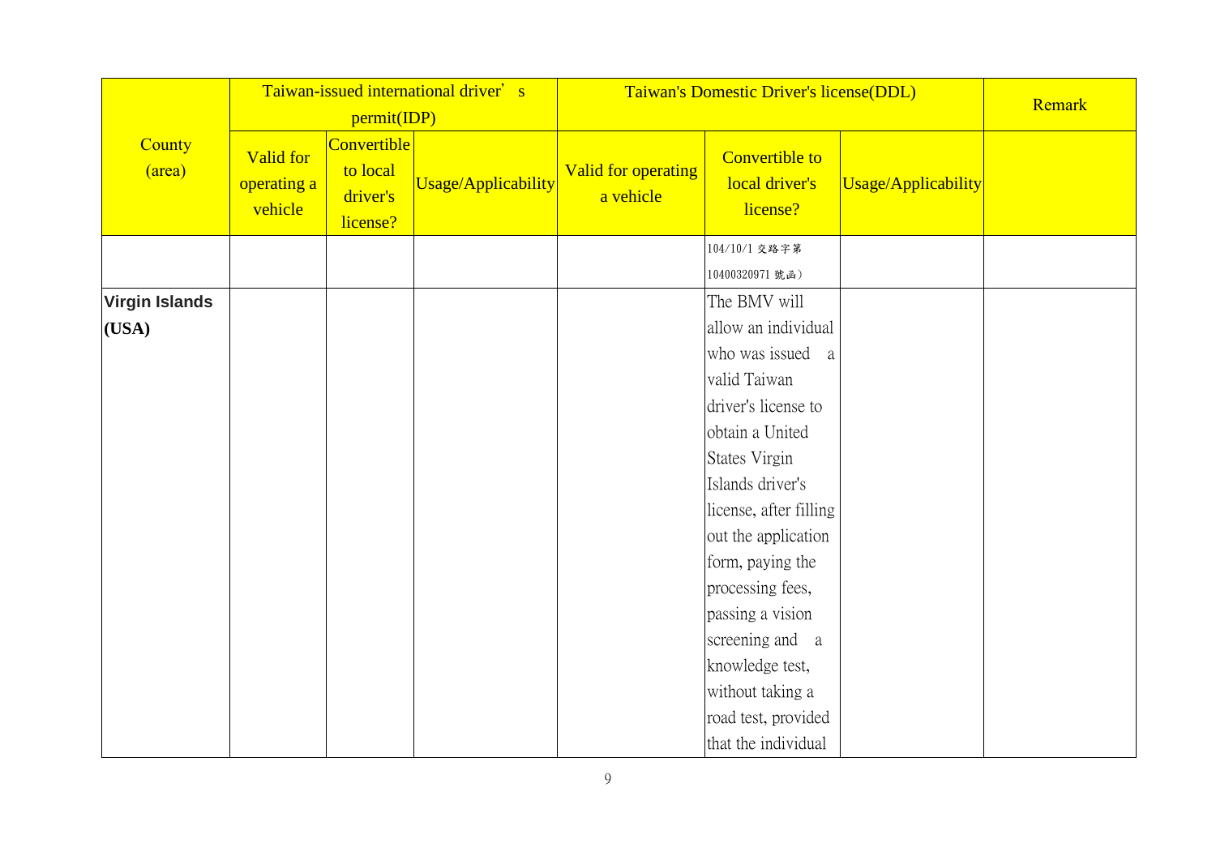| County (area) | Taiwan-issued international driver's permit(IDP) | | | Taiwan's Domestic Driver's license(DDL) | | | Remark |
|---|---|---|---|---|---|---|---|
| | Valid for operating a vehicle | Convertible to local driver's license? | Usage/Applicability | Valid for operating a vehicle | Convertible to local driver's license? | Usage/Applicability | |
| | | | | | 104/10/1 交路字第 10400320971 號函） | | |
| **Virgin Islands (USA)** | | | | | The BMV will allow an individual who was issued a valid Taiwan driver's license to obtain a United States Virgin Islands driver's license, after filling out the application form, paying the processing fees, passing a vision screening and a knowledge test, without taking a road test, provided that the individual | | |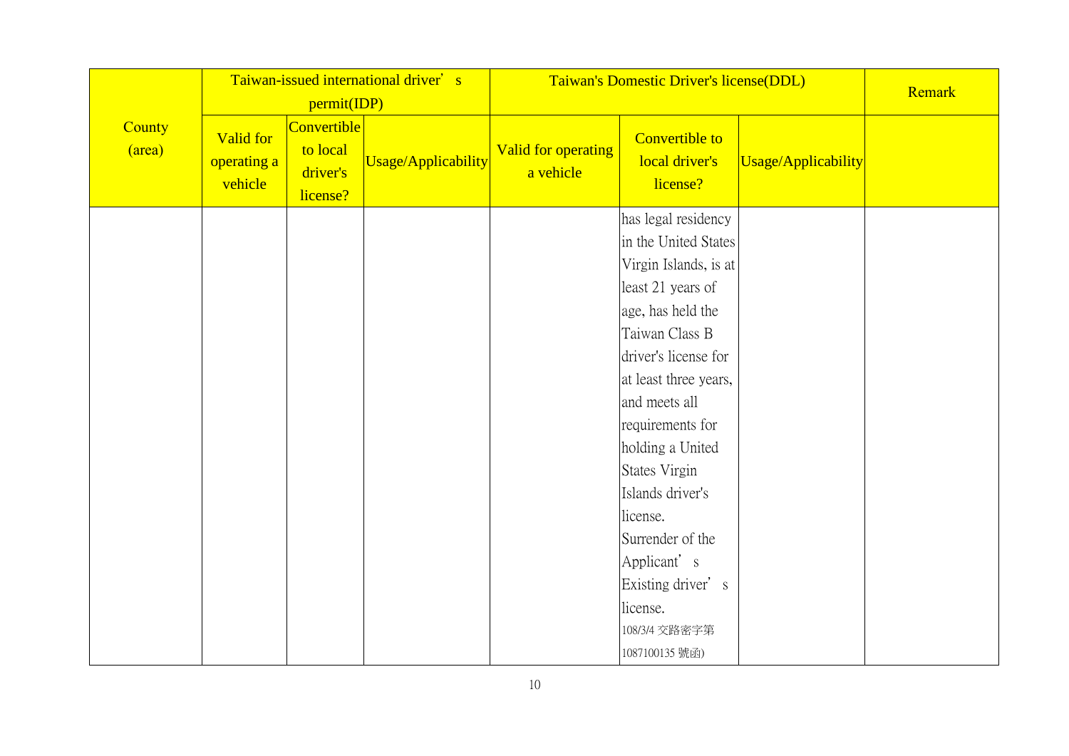| County (area) | Taiwan-issued international driver's permit(IDP) | | | Taiwan's Domestic Driver's license(DDL) | | | Remark |
|---|---|---|---|---|---|---|---|
| | Valid for operating a vehicle | Convertible to local driver's license? | Usage/Applicability | Valid for operating a vehicle | Convertible to local driver's license? | Usage/Applicability | |
| | | | | | has legal residency in the United States Virgin Islands, is at least 21 years of age, has held the Taiwan Class B driver's license for at least three years, and meets all requirements for holding a United States Virgin Islands driver's license. Surrender of the Applicant's Existing driver's license. 108/3/4 交路密字第 1087100135 號函) | | |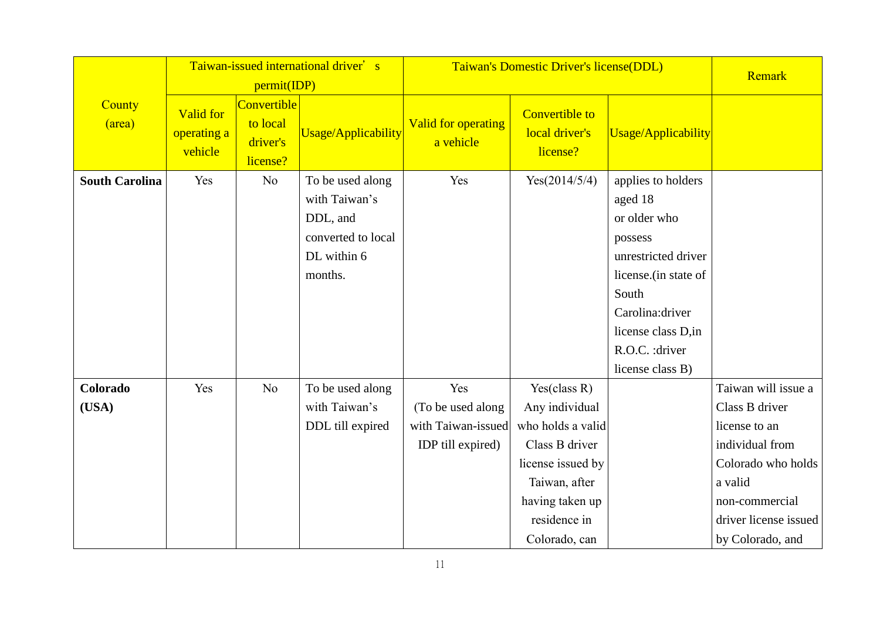| County (area) | Taiwan-issued international driver' s permit(IDP) | | | Taiwan's Domestic Driver's license(DDL) | | | Remark |
|---|---|---|---|---|---|---|---|
| | Valid for operating a vehicle | Convertible to local driver's license? | Usage/Applicability | Valid for operating a vehicle | Convertible to local driver's license? | Usage/Applicability | |
| **South Carolina** | Yes | No | To be used along with Taiwan's DDL, and converted to local DL within 6 months. | Yes | Yes(2014/5/4) | applies to holders aged 18 or older who possess unrestricted driver license.(in state of South Carolina:driver license class D,in R.O.C. :driver license class B) | |
| **Colorado (USA)** | Yes | No | To be used along with Taiwan's DDL till expired | Yes (To be used along with Taiwan-issued IDP till expired) | Yes(class R) Any individual who holds a valid Class B driver license issued by Taiwan, after having taken up residence in Colorado, can | | Taiwan will issue a Class B driver license to an individual from Colorado who holds a valid non-commercial driver license issued by Colorado, and |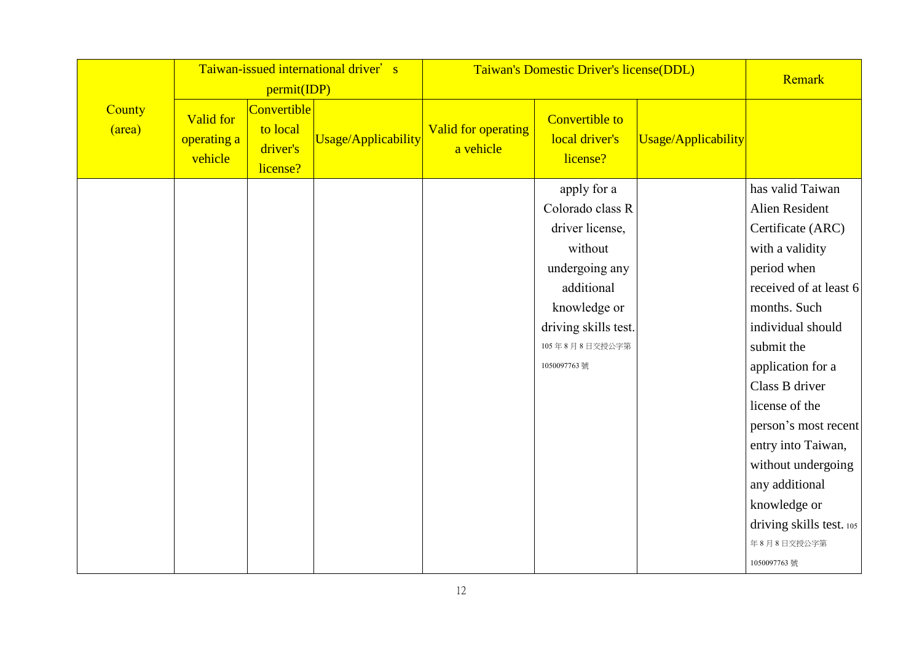| County (area) | Taiwan-issued international driver’s permit(IDP) | | | Taiwan's Domestic Driver's license(DDL) | | | Remark |
|---|---|---|---|---|---|---|---|
| | Valid for operating a vehicle | Convertible to local driver's license? | Usage/Applicability | Valid for operating a vehicle | Convertible to local driver's license? | Usage/Applicability | |
| | | | | | apply for a Colorado class R driver license, without undergoing any additional knowledge or driving skills test. 105 年 8 月 8 日交授公字第 1050097763 號 | | has valid Taiwan Alien Resident Certificate (ARC) with a validity period when received of at least 6 months. Such individual should submit the application for a Class B driver license of the person’s most recent entry into Taiwan, without undergoing any additional knowledge or driving skills test. 105 年 8 月 8 日交授公字第 1050097763 號 |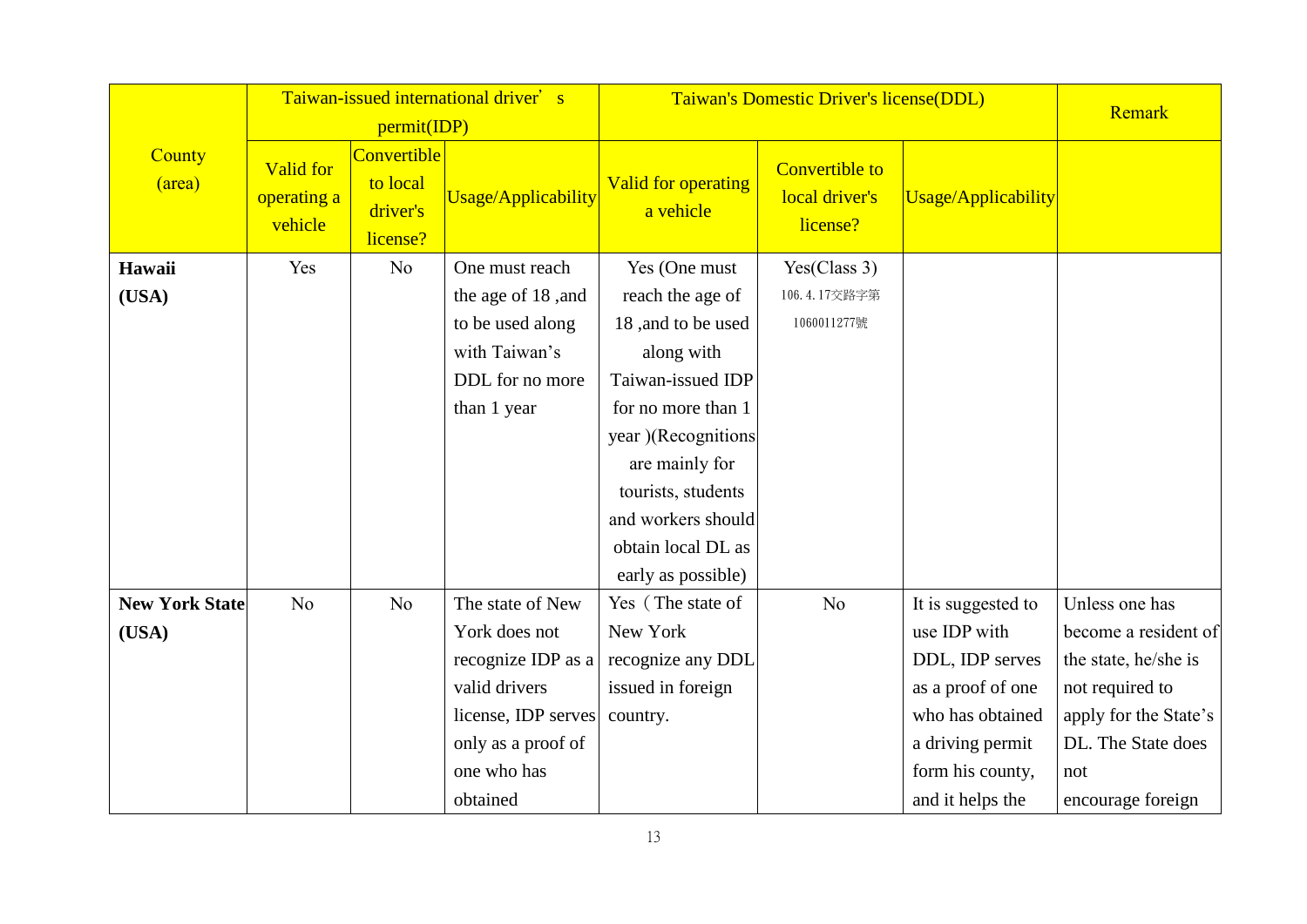| County (area) | Taiwan-issued international driver' s permit(IDP) | | | Taiwan's Domestic Driver's license(DDL) | | | Remark |
|---|---|---|---|---|---|---|---|
| | Valid for operating a vehicle | Convertible to local driver's license? | Usage/Applicability | Valid for operating a vehicle | Convertible to local driver's license? | Usage/Applicability | |
| **Hawaii (USA)** | Yes | No | One must reach the age of 18 ,and to be used along with Taiwan's DDL for no more than 1 year | Yes (One must reach the age of 18 ,and to be used along with Taiwan-issued IDP for no more than 1 year )(Recognitions are mainly for tourists, students and workers should obtain local DL as early as possible) | Yes(Class 3) 106.4.17交路字第1060011277號 | | |
| **New York State (USA)** | No | No | The state of New York does not recognize IDP as a valid drivers license, IDP serves only as a proof of one who has obtained | Yes（The state of New York recognize any DDL issued in foreign country. | No | It is suggested to use IDP with DDL, IDP serves as a proof of one who has obtained a driving permit form his county, and it helps the | Unless one has become a resident of the state, he/she is not required to apply for the State's DL. The State does not encourage foreign |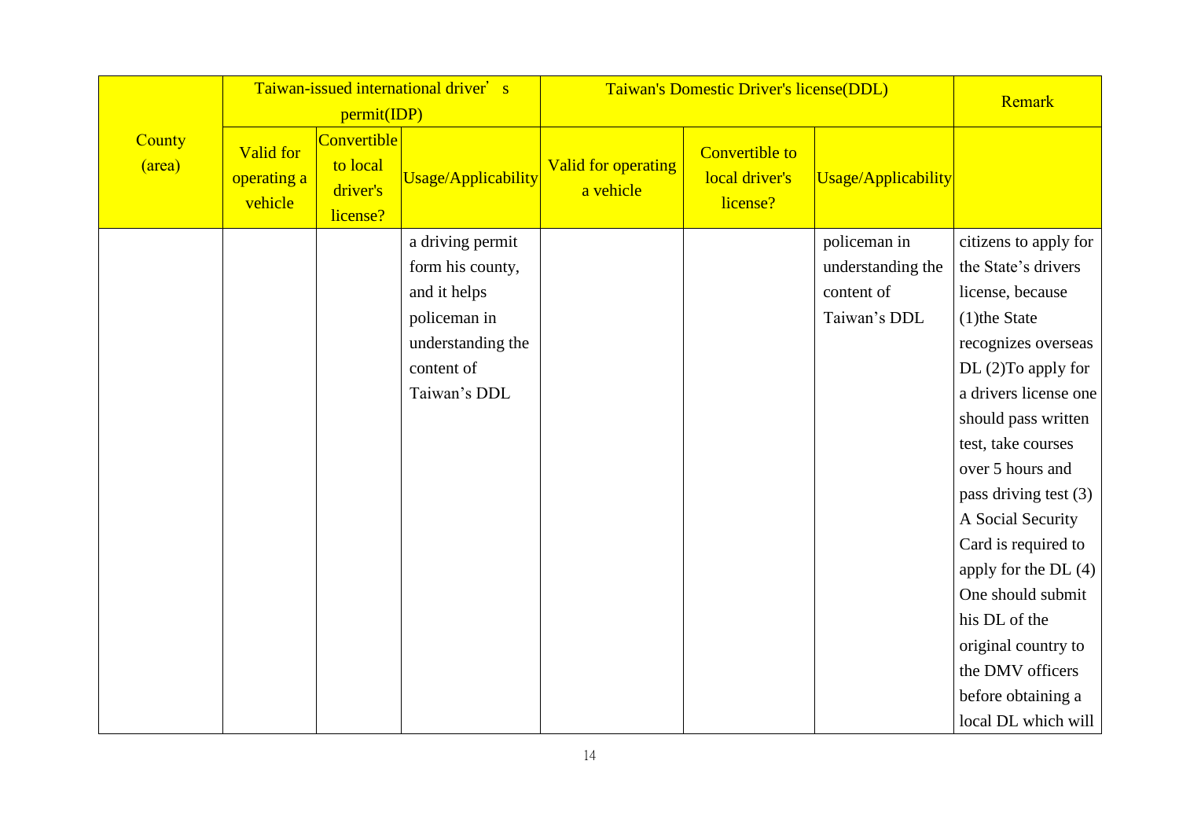| County (area) | Taiwan-issued international driver' s permit(IDP) | | | Taiwan's Domestic Driver's license(DDL) | | | Remark |
|---|---|---|---|---|---|---|---|
| | Valid for operating a vehicle | Convertible to local driver's license? | Usage/Applicability | Valid for operating a vehicle | Convertible to local driver's license? | Usage/Applicability | |
| | | | a driving permit form his county, and it helps policeman in understanding the content of Taiwan's DDL | | | policeman in understanding the content of Taiwan's DDL | citizens to apply for the State's drivers license, because (1)the State recognizes overseas DL (2)To apply for a drivers license one should pass written test, take courses over 5 hours and pass driving test (3) A Social Security Card is required to apply for the DL (4) One should submit his DL of the original country to the DMV officers before obtaining a local DL which will |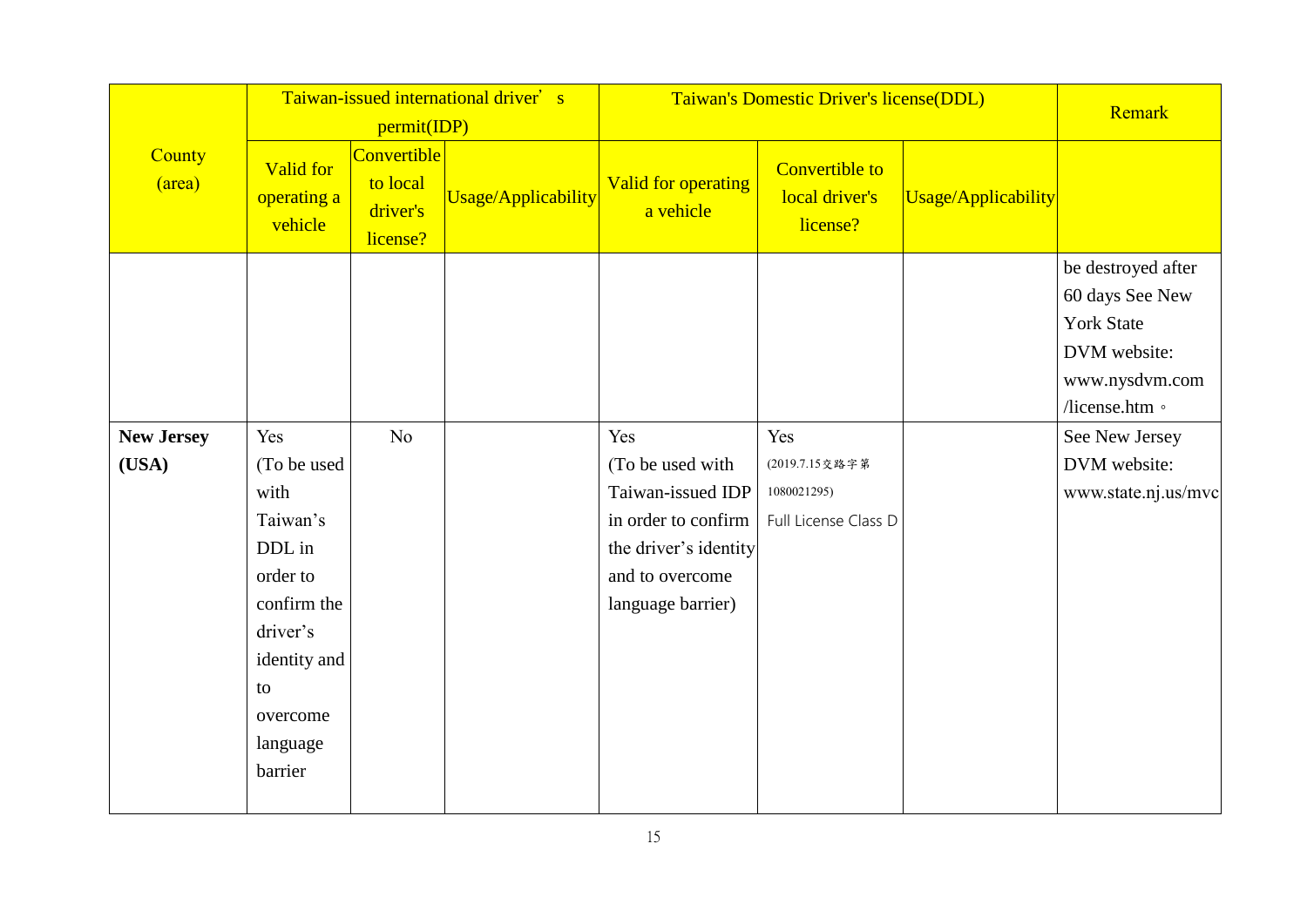| County (area) | Taiwan-issued international driver' s permit(IDP) | | | Taiwan's Domestic Driver's license(DDL) | | | Remark |
|---|---|---|---|---|---|---|---|
| | Valid for operating a vehicle | Convertible to local driver's license? | Usage/Applicability | Valid for operating a vehicle | Convertible to local driver's license? | Usage/Applicability | |
| | | | | | | | be destroyed after 60 days See New York State DVM website: www.nysdvm.com /license.htm。 |
| **New Jersey (USA)** | Yes (To be used with Taiwan's DDL in order to confirm the driver's identity and to overcome language barrier | No | | Yes (To be used with Taiwan-issued IDP in order to confirm the driver's identity and to overcome language barrier) | Yes (2019.7.15交路字第1080021295) Full License Class D | | See New Jersey DVM website: www.state.nj.us/mvc |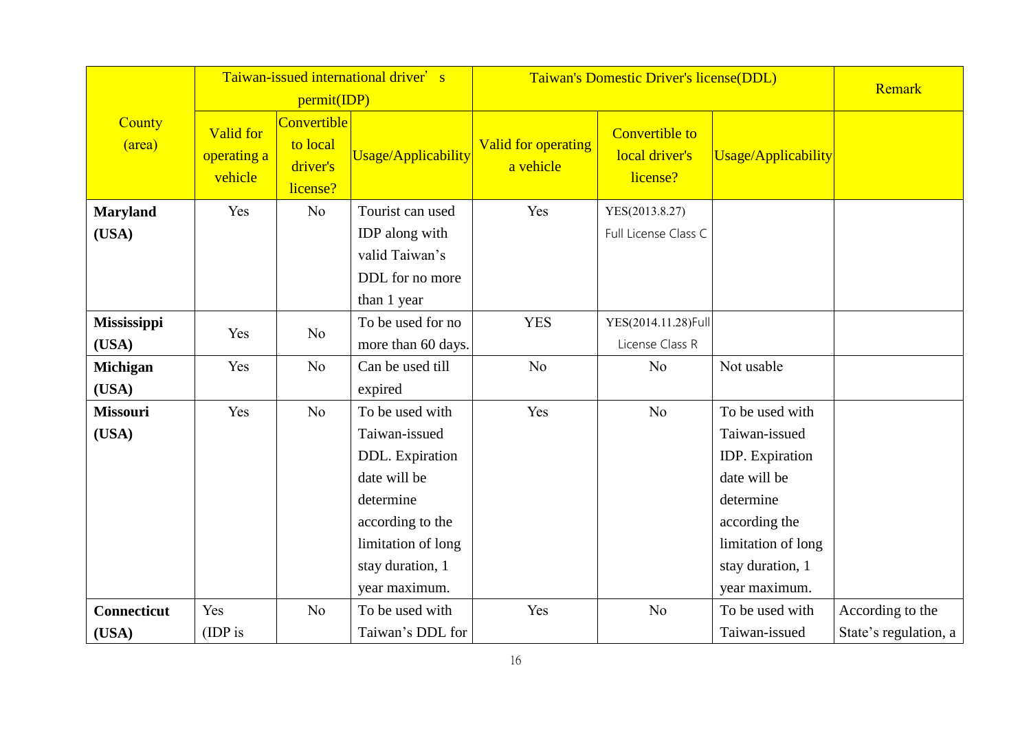| County (area) | Taiwan-issued international driver' s permit(IDP) | | | Taiwan's Domestic Driver's license(DDL) | | | Remark |
|---|---|---|---|---|---|---|---|
| | Valid for operating a vehicle | Convertible to local driver's license? | Usage/Applicability | Valid for operating a vehicle | Convertible to local driver's license? | Usage/Applicability | |
| **Maryland (USA)** | Yes | No | Tourist can used IDP along with valid Taiwan's DDL for no more than 1 year | Yes | YES(2013.8.27) Full License Class C | | |
| **Mississippi (USA)** | Yes | No | To be used for no more than 60 days. | YES | YES(2014.11.28)Full License Class R | | |
| **Michigan (USA)** | Yes | No | Can be used till expired | No | No | Not usable | |
| **Missouri (USA)** | Yes | No | To be used with Taiwan-issued DDL. Expiration date will be determine according to the limitation of long stay duration, 1 year maximum. | Yes | No | To be used with Taiwan-issued IDP. Expiration date will be determine according the limitation of long stay duration, 1 year maximum. | |
| **Connecticut (USA)** | Yes (IDP is | No | To be used with Taiwan's DDL for | Yes | No | To be used with Taiwan-issued | According to the State's regulation, a |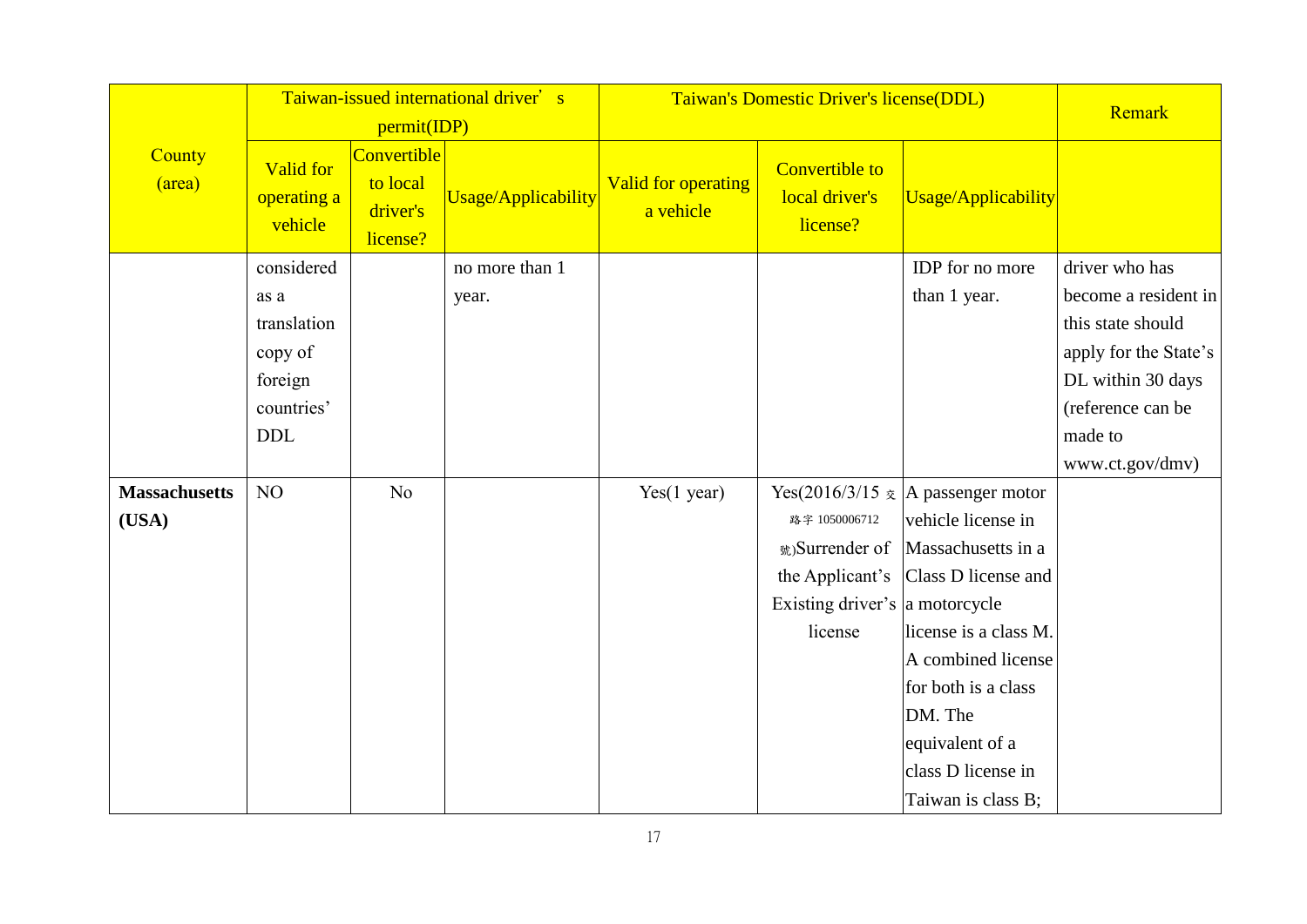| County (area) | Taiwan-issued international driver's permit(IDP) | | | Taiwan's Domestic Driver's license(DDL) | | | Remark |
|---|---|---|---|---|---|---|---|
| | Valid for operating a vehicle | Convertible to local driver's license? | Usage/Applicability | Valid for operating a vehicle | Convertible to local driver's license? | Usage/Applicability | |
| | considered as a translation copy of foreign countries' DDL | | no more than 1 year. | | | IDP for no more than 1 year. | driver who has become a resident in this state should apply for the State's DL within 30 days (reference can be made to www.ct.gov/dmv) |
| **Massachusetts (USA)** | NO | No | | Yes(1 year) | Yes(2016/3/15 交路字 1050006712 號)Surrender of the Applicant's Existing driver's license | A passenger motor vehicle license in Massachusetts in a Class D license and a motorcycle license is a class M. A combined license for both is a class DM. The equivalent of a class D license in Taiwan is class B; | |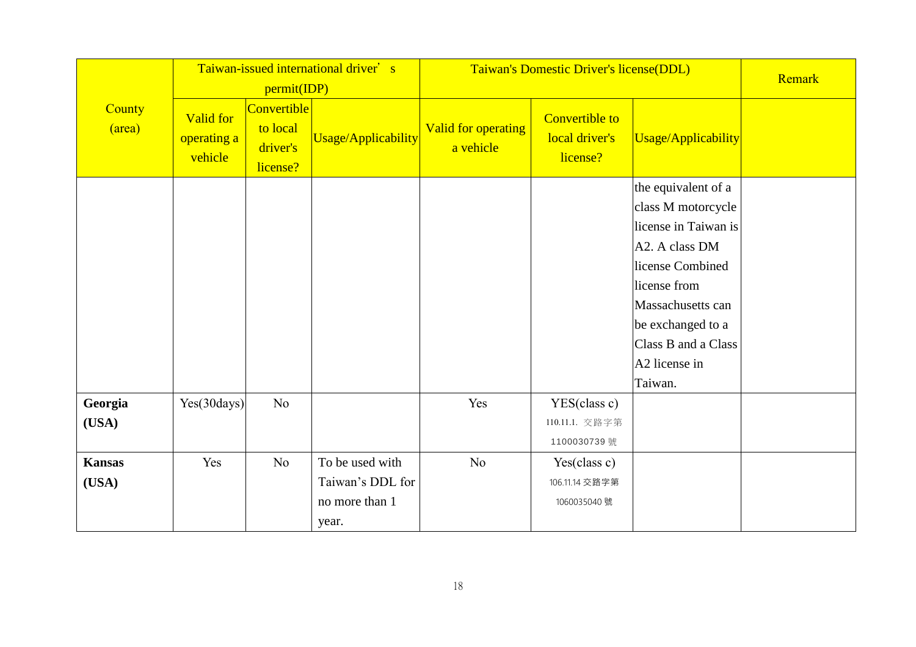| County (area) | Taiwan-issued international driver' s permit(IDP) | | | Taiwan's Domestic Driver's license(DDL) | | | Remark |
|---|---|---|---|---|---|---|---|
| | Valid for operating a vehicle | Convertible to local driver's license? | Usage/Applicability | Valid for operating a vehicle | Convertible to local driver's license? | Usage/Applicability | |
| | | | | | | the equivalent of a class M motorcycle license in Taiwan is A2. A class DM license Combined license from Massachusetts can be exchanged to a Class B and a Class A2 license in Taiwan. | |
| **Georgia (USA)** | Yes(30days) | No | | Yes | YES(class c) 110.11.1. 交路字第 1100030739 號 | | |
| **Kansas (USA)** | Yes | No | To be used with Taiwan's DDL for no more than 1 year. | No | Yes(class c) 106.11.14 交路字第 1060035040 號 | | |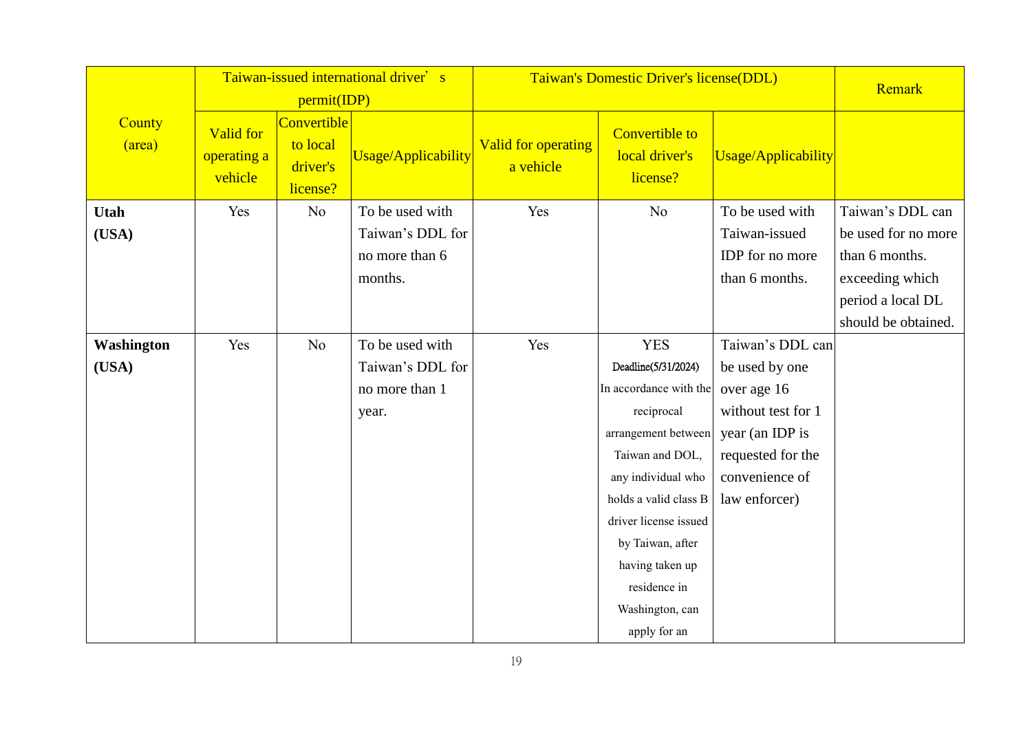| County (area) | Taiwan-issued international driver's permit(IDP) | | | Taiwan's Domestic Driver's license(DDL) | | | Remark |
|---|---|---|---|---|---|---|---|
| | Valid for operating a vehicle | Convertible to local driver's license? | Usage/Applicability | Valid for operating a vehicle | Convertible to local driver's license? | Usage/Applicability | |
| **Utah (USA)** | Yes | No | To be used with Taiwan's DDL for no more than 6 months. | Yes | No | To be used with Taiwan-issued IDP for no more than 6 months. | Taiwan's DDL can be used for no more than 6 months. exceeding which period a local DL should be obtained. |
| **Washington (USA)** | Yes | No | To be used with Taiwan's DDL for no more than 1 year. | Yes | YES Deadline(5/31/2024) In accordance with the reciprocal arrangement between Taiwan and DOL, any individual who holds a valid class B driver license issued by Taiwan, after having taken up residence in Washington, can apply for an | Taiwan's DDL can be used by one over age 16 without test for 1 year (an IDP is requested for the convenience of law enforcer) | |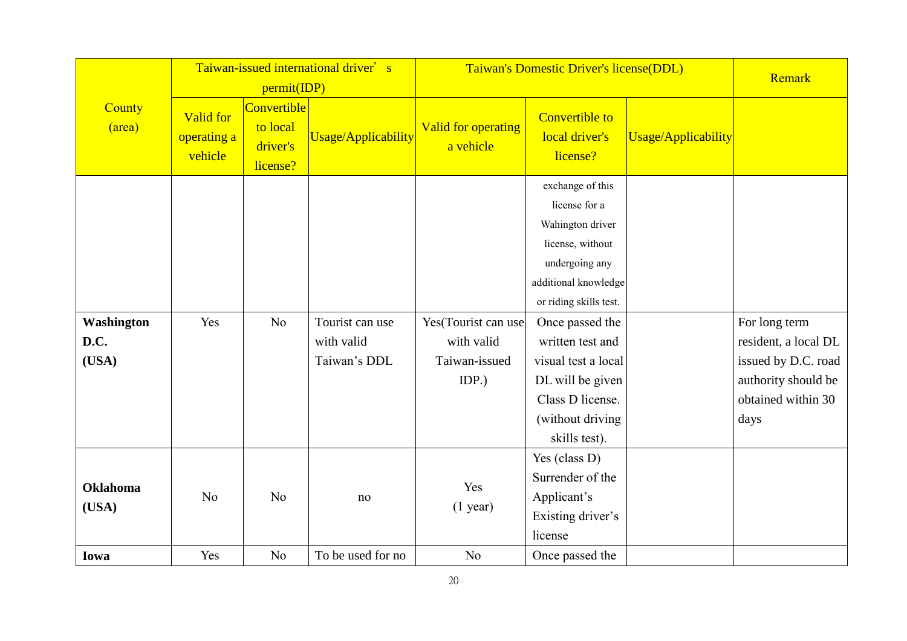| County (area) | Taiwan-issued international driver's permit(IDP) | | | Taiwan's Domestic Driver's license(DDL) | | | Remark |
|---|---|---|---|---|---|---|---|
| | Valid for operating a vehicle | Convertible to local driver's license? | Usage/Applicability | Valid for operating a vehicle | Convertible to local driver's license? | Usage/Applicability | |
| | | | | | exchange of this license for a Wahington driver license, without undergoing any additional knowledge or riding skills test. | | |
| **Washington D.C. (USA)** | Yes | No | Tourist can use with valid Taiwan's DDL | Yes(Tourist can use with valid Taiwan-issued IDP.) | Once passed the written test and visual test a local DL will be given Class D license. (without driving skills test). | | For long term resident, a local DL issued by D.C. road authority should be obtained within 30 days |
| **Oklahoma (USA)** | No | No | no | Yes (1 year) | Yes (class D) Surrender of the Applicant's Existing driver's license | | |
| **Iowa** | Yes | No | To be used for no | No | Once passed the | | |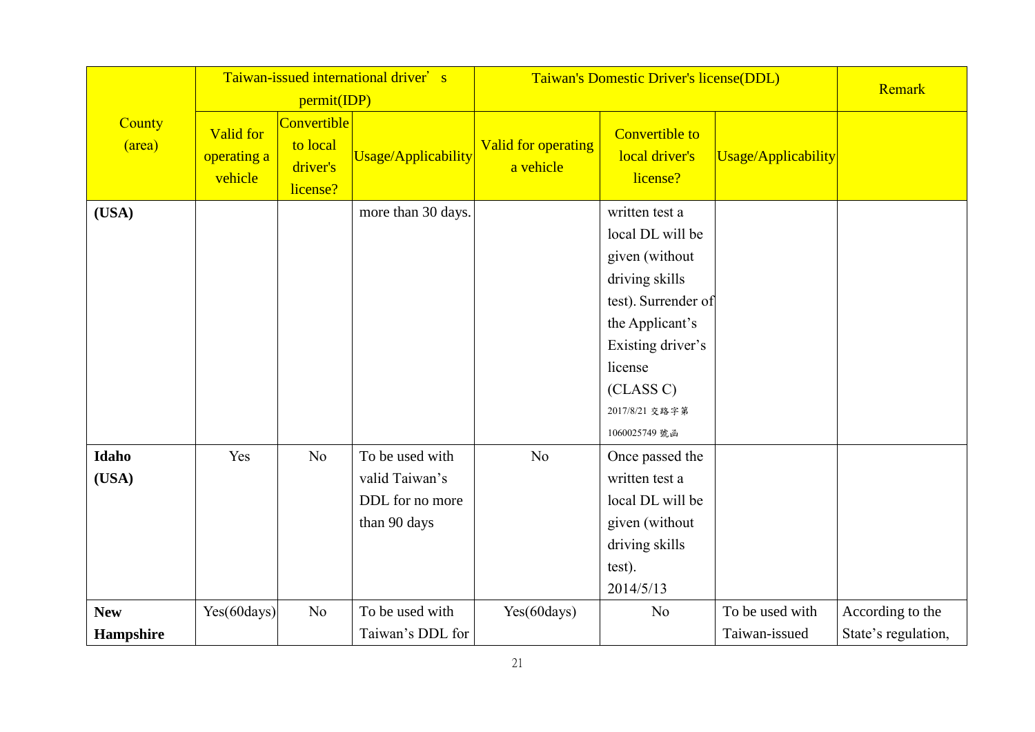| County (area) | Taiwan-issued international driver's permit(IDP) | | | Taiwan's Domestic Driver's license(DDL) | | | Remark |
|---|---|---|---|---|---|---|---|
| | Valid for operating a vehicle | Convertible to local driver's license? | Usage/Applicability | Valid for operating a vehicle | Convertible to local driver's license? | Usage/Applicability | |
| **(USA)** | | | more than 30 days. | | written test a local DL will be given (without driving skills test). Surrender of the Applicant's Existing driver's license (CLASS C) 2017/8/21 交路字第1060025749 號函 | | |
| **Idaho (USA)** | Yes | No | To be used with valid Taiwan's DDL for no more than 90 days | No | Once passed the written test a local DL will be given (without driving skills test). 2014/5/13 | | |
| **New Hampshire** | Yes(60days) | No | To be used with Taiwan's DDL for | Yes(60days) | No | To be used with Taiwan-issued | According to the State's regulation, |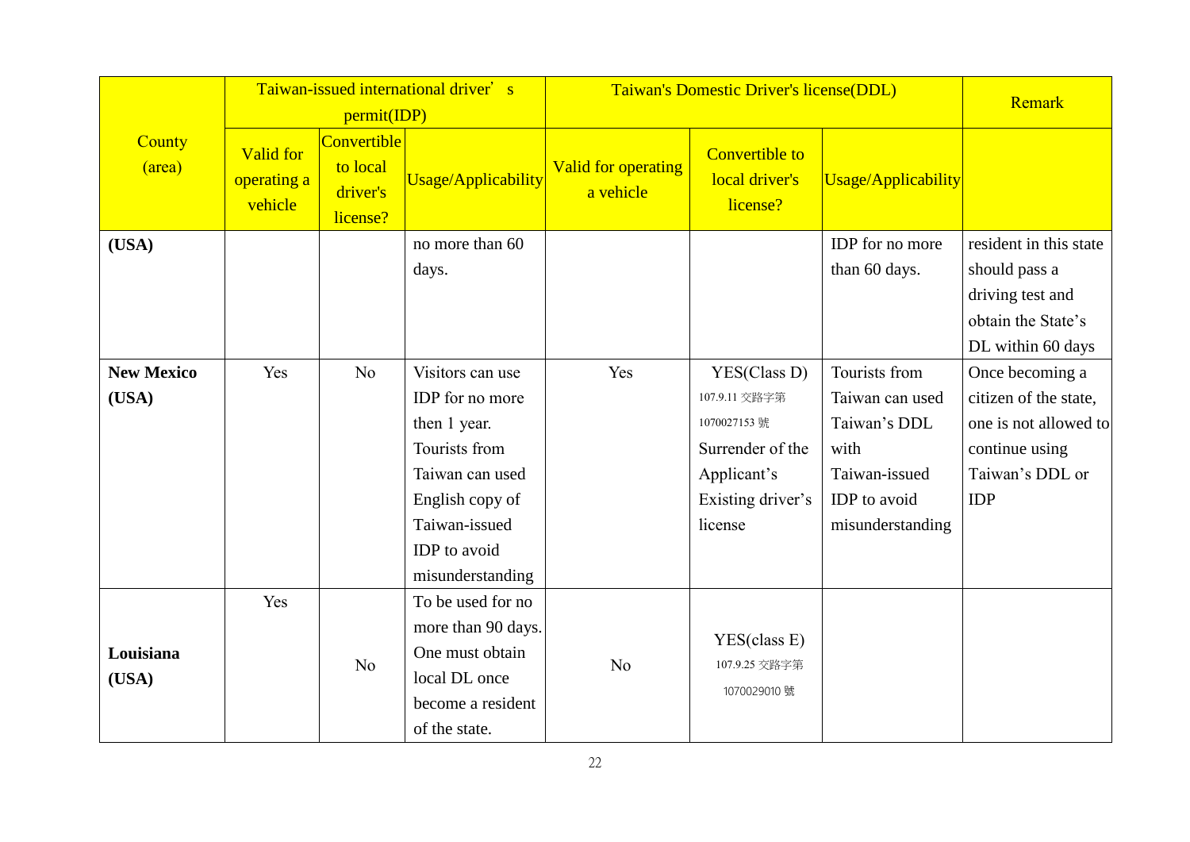| County (area) | Taiwan-issued international driver's permit(IDP) | | | Taiwan's Domestic Driver's license(DDL) | | | Remark |
|---|---|---|---|---|---|---|---|
| | Valid for operating a vehicle | Convertible to local driver's license? | Usage/Applicability | Valid for operating a vehicle | Convertible to local driver's license? | Usage/Applicability | |
| **(USA)** | | | no more than 60 days. | | | IDP for no more than 60 days. | resident in this state should pass a driving test and obtain the State's DL within 60 days |
| **New Mexico (USA)** | Yes | No | Visitors can use IDP for no more then 1 year. Tourists from Taiwan can used English copy of Taiwan-issued IDP to avoid misunderstanding | Yes | YES(Class D) 107.9.11 交路字第 1070027153 號 Surrender of the Applicant's Existing driver's license | Tourists from Taiwan can used Taiwan's DDL with Taiwan-issued IDP to avoid misunderstanding | Once becoming a citizen of the state, one is not allowed to continue using Taiwan's DDL or IDP |
| **Louisiana (USA)** | Yes | No | To be used for no more than 90 days. One must obtain local DL once become a resident of the state. | No | YES(class E) 107.9.25 交路字第 1070029010 號 | | |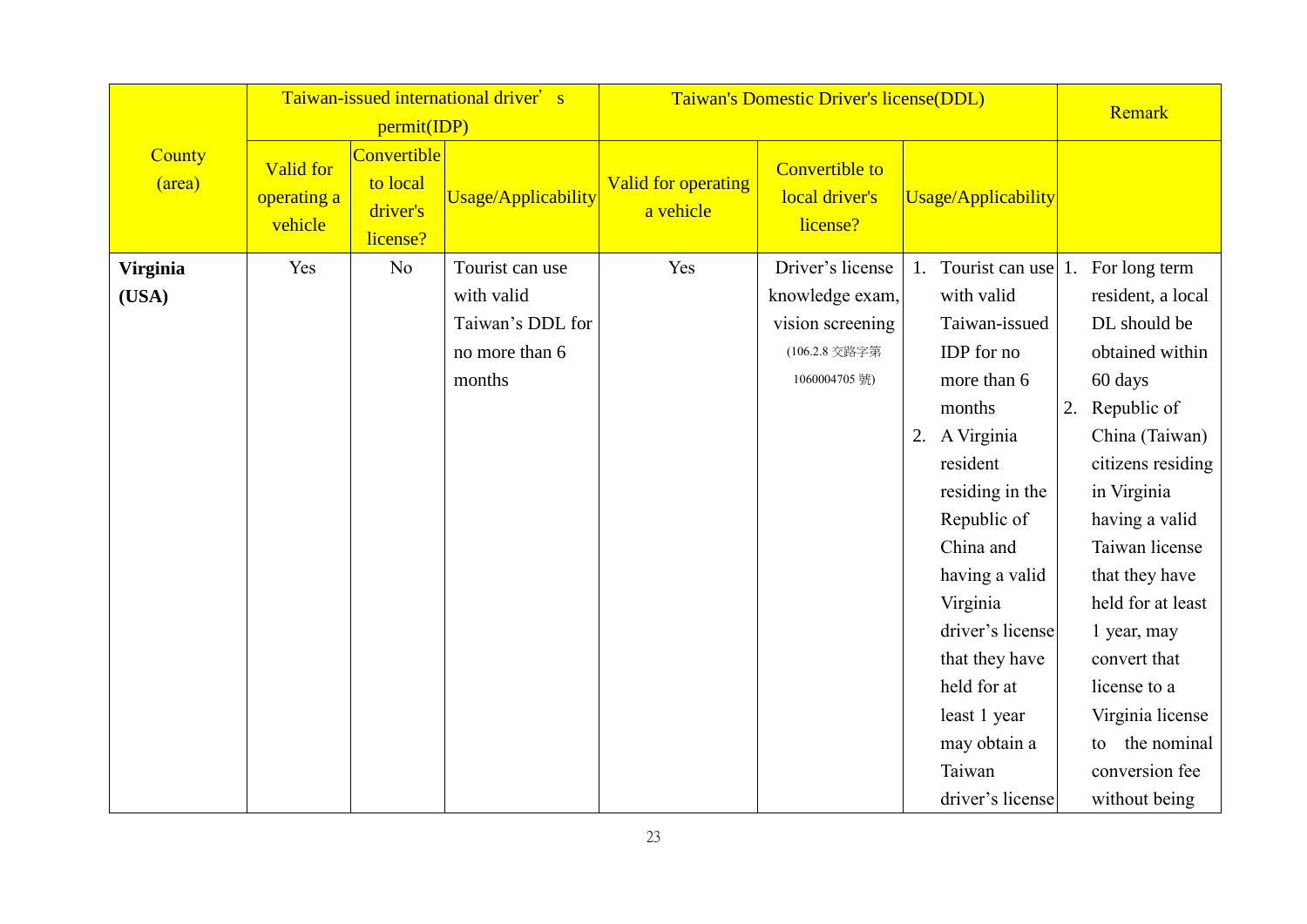| County (area) | Taiwan-issued international driver' s permit(IDP) | | | Taiwan's Domestic Driver's license(DDL) | | | Remark |
|---|---|---|---|---|---|---|---|
| | Valid for operating a vehicle | Convertible to local driver's license? | Usage/Applicability | Valid for operating a vehicle | Convertible to local driver's license? | Usage/Applicability | |
| **Virginia (USA)** | Yes | No | Tourist can use with valid Taiwan's DDL for no more than 6 months | Yes | Driver's license knowledge exam, vision screening (106.2.8 交路字第 1060004705 號) | 1. Tourist can use with valid Taiwan-issued IDP for no more than 6 months<br>2. A Virginia resident residing in the Republic of China and having a valid Virginia driver's license that they have held for at least 1 year may obtain a Taiwan driver's license | 1. For long term resident, a local DL should be obtained within 60 days<br>2. Republic of China (Taiwan) citizens residing in Virginia having a valid Taiwan license that they have held for at least 1 year, may convert that license to a Virginia license to the nominal conversion fee without being |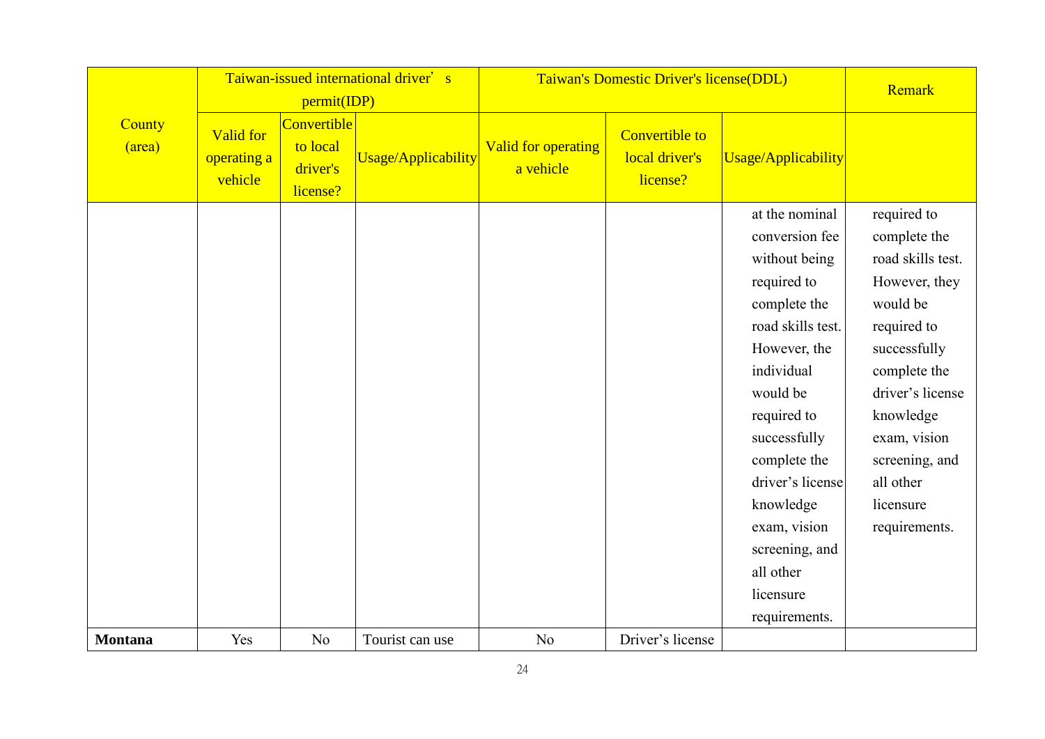| County (area) | Taiwan-issued international driver's permit(IDP) | | | Taiwan's Domestic Driver's license(DDL) | | | Remark |
|---|---|---|---|---|---|---|---|
| | Valid for operating a vehicle | Convertible to local driver's license? | Usage/Applicability | Valid for operating a vehicle | Convertible to local driver's license? | Usage/Applicability | |
| | | | | | | at the nominal conversion fee without being required to complete the road skills test. However, the individual would be required to successfully complete the driver's license knowledge exam, vision screening, and all other licensure requirements. | required to complete the road skills test. However, they would be required to successfully complete the driver's license knowledge exam, vision screening, and all other licensure requirements. |
| **Montana** | Yes | No | Tourist can use | No | Driver's license | | |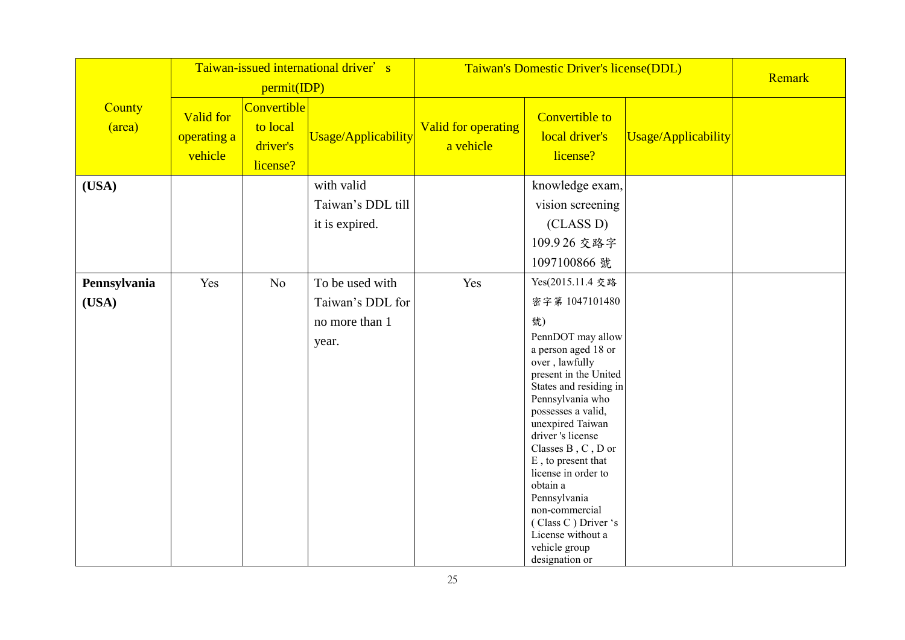| County (area) | Taiwan-issued international driver's permit(IDP) | | | Taiwan's Domestic Driver's license(DDL) | | | Remark |
|---|---|---|---|---|---|---|---|
| | Valid for operating a vehicle | Convertible to local driver's license? | Usage/Applicability | Valid for operating a vehicle | Convertible to local driver's license? | Usage/Applicability | |
| **(USA)** | | | with valid Taiwan's DDL till it is expired. | | knowledge exam, vision screening (CLASS D) 109.9 26 交路字 1097100866 號 | | |
| **Pennsylvania (USA)** | Yes | No | To be used with Taiwan's DDL for no more than 1 year. | Yes | Yes(2015.11.4 交路密字第 1047101480 號) PennDOT may allow a person aged 18 or over , lawfully present in the United States and residing in Pennsylvania who possesses a valid, unexpired Taiwan driver 's license Classes B , C , D or E , to present that license in order to obtain a Pennsylvania non-commercial ( Class C ) Driver 's License without a vehicle group designation or | | |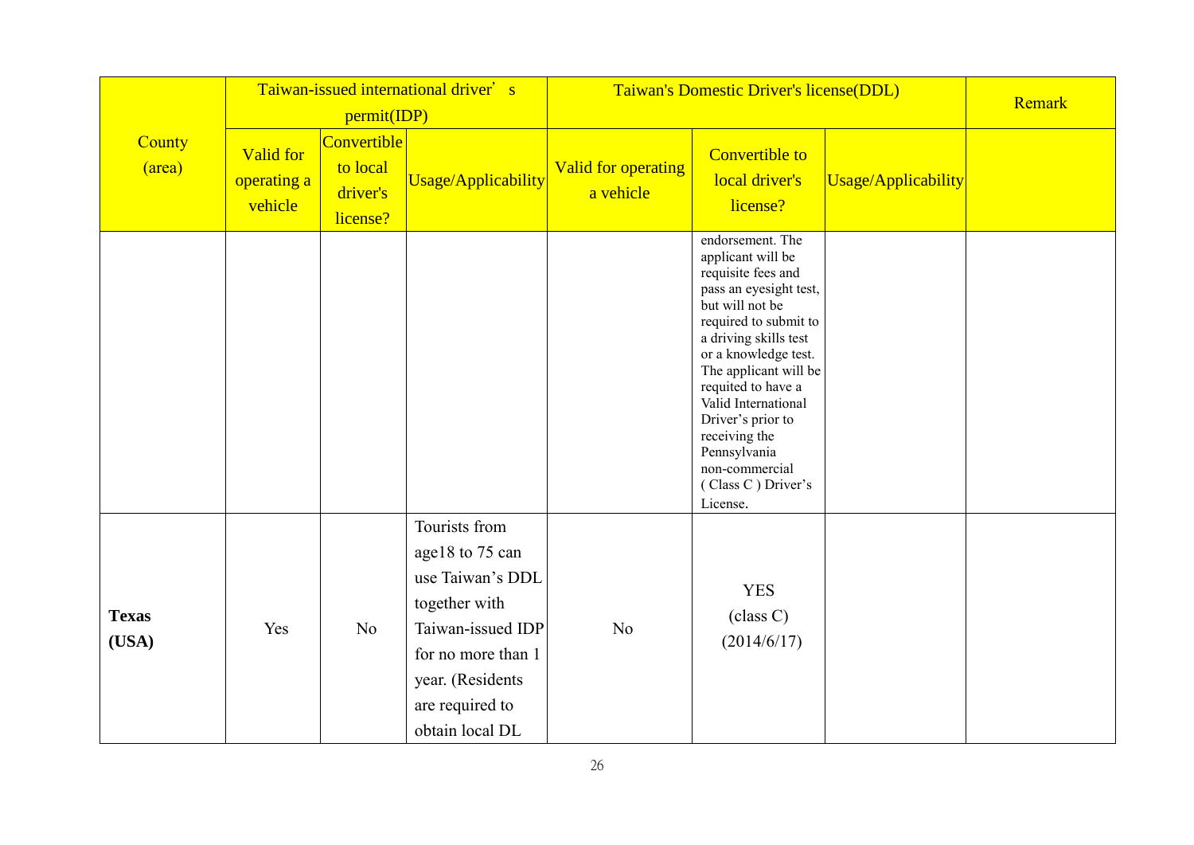| County (area) | Taiwan-issued international driver' s permit(IDP) | | | Taiwan's Domestic Driver's license(DDL) | | | Remark |
|---|---|---|---|---|---|---|---|
| | Valid for operating a vehicle | Convertible to local driver's license? | Usage/Applicability | Valid for operating a vehicle | Convertible to local driver's license? | Usage/Applicability | |
| | | | | | endorsement. The applicant will be requisite fees and pass an eyesight test, but will not be required to submit to a driving skills test or a knowledge test. The applicant will be requited to have a Valid International Driver's prior to receiving the Pennsylvania non-commercial ( Class C ) Driver's License. | | |
| **Texas (USA)** | Yes | No | Tourists from age18 to 75 can use Taiwan's DDL together with Taiwan-issued IDP for no more than 1 year. (Residents are required to obtain local DL | No | YES (class C) (2014/6/17) | | |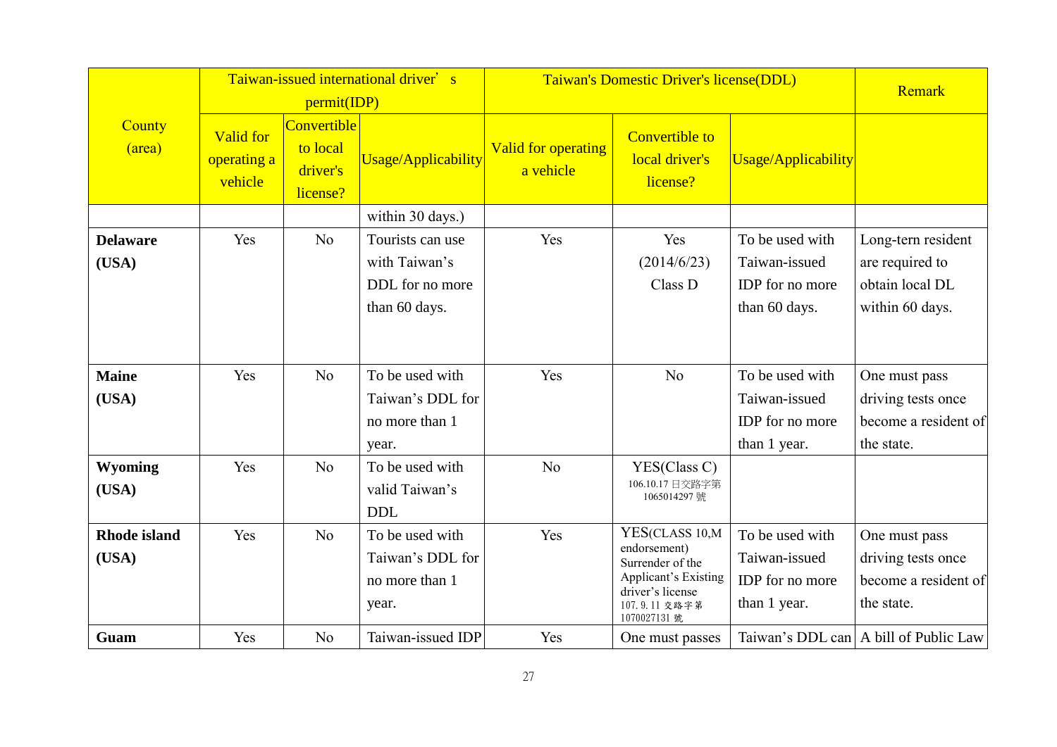| County (area) | Taiwan-issued international driver' s permit(IDP) | | | Taiwan's Domestic Driver's license(DDL) | | | Remark |
|---|---|---|---|---|---|---|---|
| | Valid for operating a vehicle | Convertible to local driver's license? | Usage/Applicability | Valid for operating a vehicle | Convertible to local driver's license? | Usage/Applicability | |
| | | | within 30 days.) | | | | |
| **Delaware (USA)** | Yes | No | Tourists can use with Taiwan's DDL for no more than 60 days. | Yes | Yes (2014/6/23) Class D | To be used with Taiwan-issued IDP for no more than 60 days. | Long-tern resident are required to obtain local DL within 60 days. |
| **Maine (USA)** | Yes | No | To be used with Taiwan's DDL for no more than 1 year. | Yes | No | To be used with Taiwan-issued IDP for no more than 1 year. | One must pass driving tests once become a resident of the state. |
| **Wyoming (USA)** | Yes | No | To be used with valid Taiwan's DDL | No | YES(Class C) 106.10.17 日交路字第1065014297 號 | | |
| **Rhode island (USA)** | Yes | No | To be used with Taiwan's DDL for no more than 1 year. | Yes | YES(CLASS 10,M endorsement) Surrender of the Applicant's Existing driver's license 107. 9. 11 交路字第1070027131 號 | To be used with Taiwan-issued IDP for no more than 1 year. | One must pass driving tests once become a resident of the state. |
| **Guam** | Yes | No | Taiwan-issued IDP | Yes | One must passes | Taiwan's DDL can | A bill of Public Law |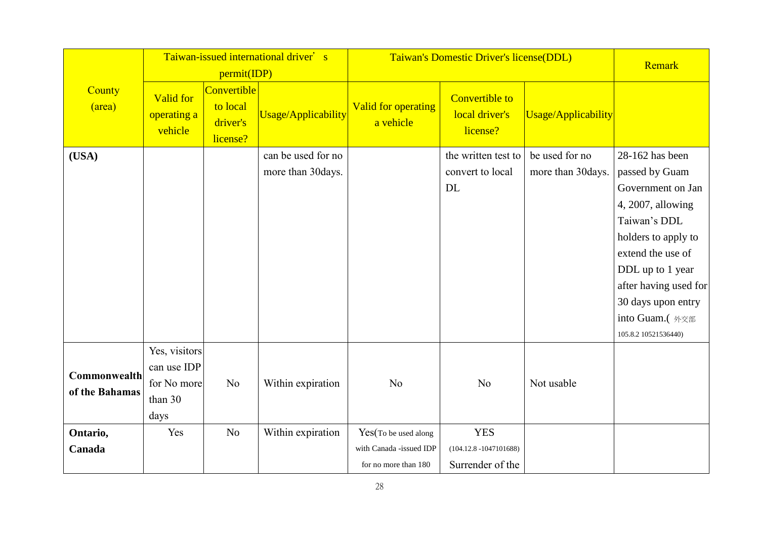| County (area) | Taiwan-issued international driver's permit(IDP) | | | Taiwan's Domestic Driver's license(DDL) | | | Remark |
|---|---|---|---|---|---|---|---|
| | Valid for operating a vehicle | Convertible to local driver's license? | Usage/Applicability | Valid for operating a vehicle | Convertible to local driver's license? | Usage/Applicability | |
| **(USA)** | | | can be used for no more than 30days. | | the written test to convert to local DL | be used for no more than 30days. | 28-162 has been passed by Guam Government on Jan 4, 2007, allowing Taiwan's DDL holders to apply to extend the use of DDL up to 1 year after having used for 30 days upon entry into Guam.( 外交部 105.8.2 10521536440) |
| **Commonwealth of the Bahamas** | Yes, visitors can use IDP for No more than 30 days | No | Within expiration | No | No | Not usable | |
| **Ontario, Canada** | Yes | No | Within expiration | Yes(To be used along with Canada -issued IDP for no more than 180 | YES (104.12.8 -1047101688) Surrender of the | | |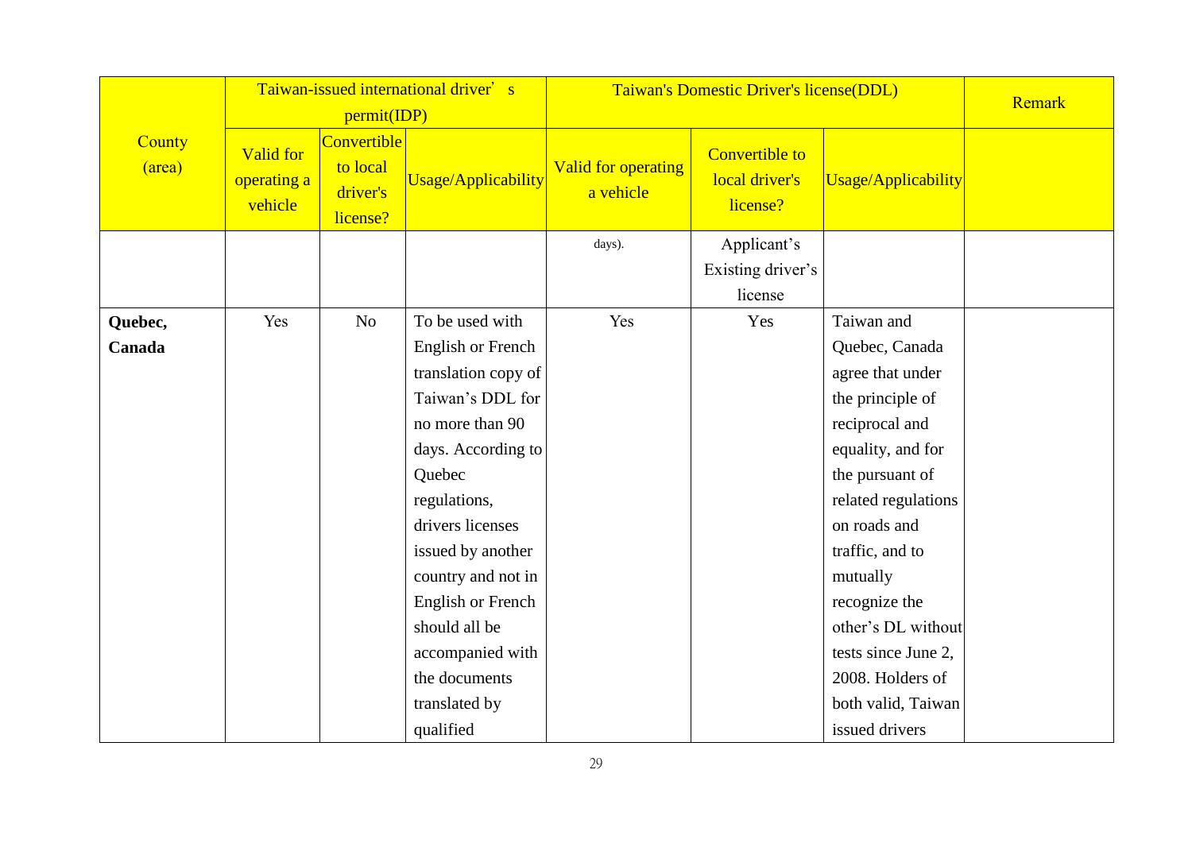| County (area) | Taiwan-issued international driver' s permit(IDP) | | | Taiwan's Domestic Driver's license(DDL) | | | Remark |
|---|---|---|---|---|---|---|---|
| | Valid for operating a vehicle | Convertible to local driver's license? | Usage/Applicability | Valid for operating a vehicle | Convertible to local driver's license? | Usage/Applicability | |
| | | | | days). | Applicant's Existing driver's license | | |
| **Quebec, Canada** | Yes | No | To be used with English or French translation copy of Taiwan's DDL for no more than 90 days. According to Quebec regulations, drivers licenses issued by another country and not in English or French should all be accompanied with the documents translated by qualified | Yes | Yes | Taiwan and Quebec, Canada agree that under the principle of reciprocal and equality, and for the pursuant of related regulations on roads and traffic, and to mutually recognize the other's DL without tests since June 2, 2008. Holders of both valid, Taiwan issued drivers | |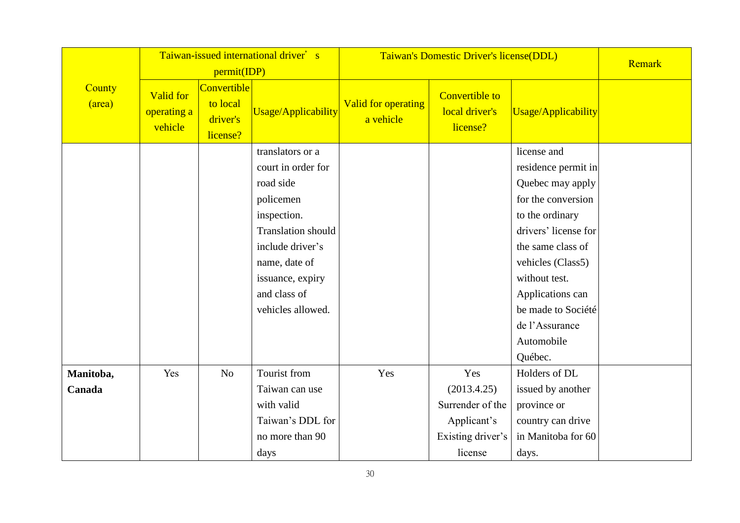| County (area) | Taiwan-issued international driver's permit(IDP) | | | Taiwan's Domestic Driver's license(DDL) | | | Remark |
|---|---|---|---|---|---|---|---|
| | Valid for operating a vehicle | Convertible to local driver's license? | Usage/Applicability | Valid for operating a vehicle | Convertible to local driver's license? | Usage/Applicability | |
| | | | translators or a court in order for road side policemen inspection. Translation should include driver's name, date of issuance, expiry and class of vehicles allowed. | | | license and residence permit in Quebec may apply for the conversion to the ordinary drivers' license for the same class of vehicles (Class5) without test. Applications can be made to Société de l'Assurance Automobile Québec. | |
| **Manitoba, Canada** | Yes | No | Tourist from Taiwan can use with valid Taiwan's DDL for no more than 90 days | Yes | Yes (2013.4.25) Surrender of the Applicant's Existing driver's license | Holders of DL issued by another province or country can drive in Manitoba for 60 days. | |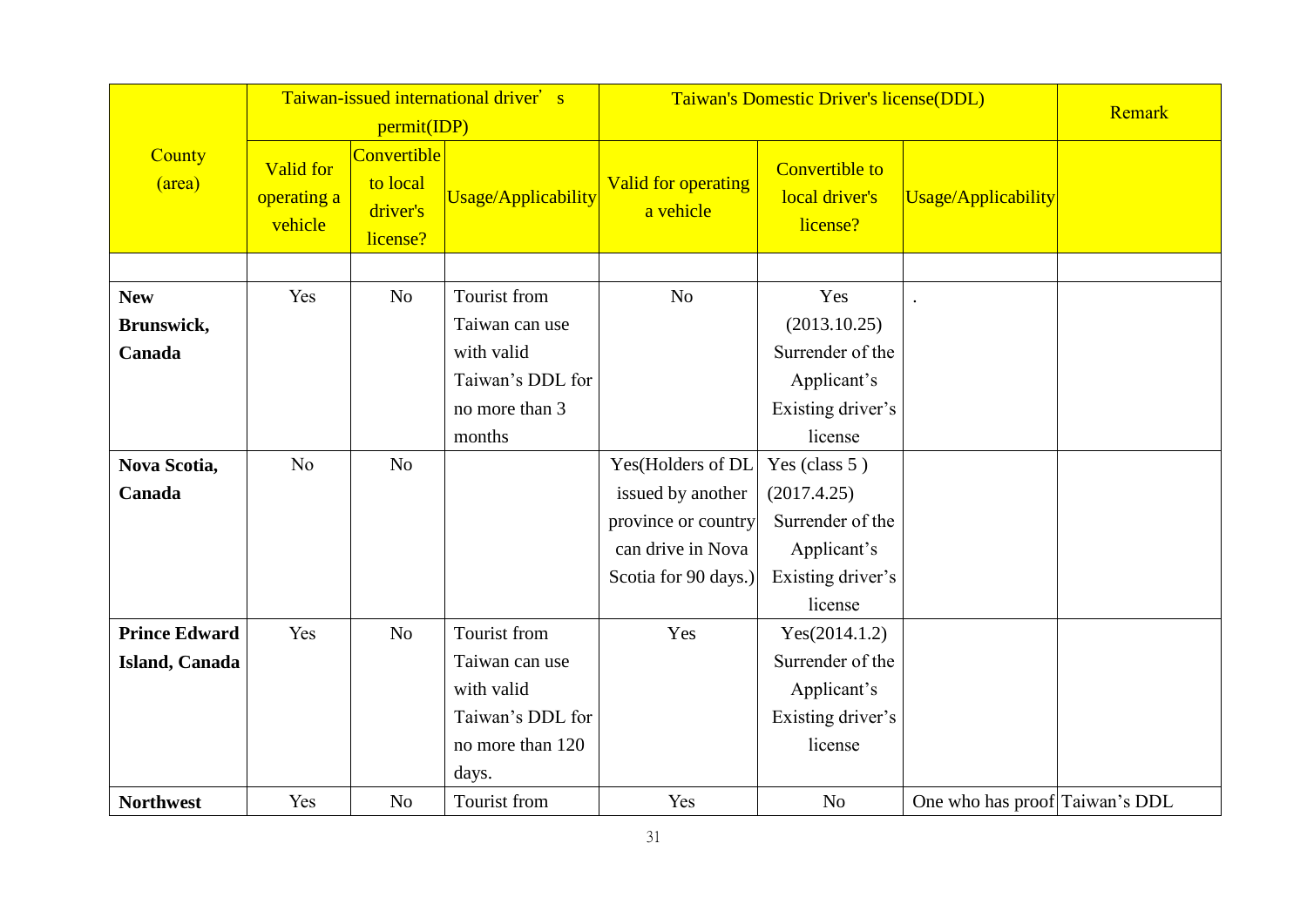| County (area) | Taiwan-issued international driver's permit(IDP) | | | Taiwan's Domestic Driver's license(DDL) | | | Remark |
|---|---|---|---|---|---|---|---|
| | Valid for operating a vehicle | Convertible to local driver's license? | Usage/Applicability | Valid for operating a vehicle | Convertible to local driver's license? | Usage/Applicability | |
| | | | | | | | |
| **New Brunswick, Canada** | Yes | No | Tourist from Taiwan can use with valid Taiwan's DDL for no more than 3 months | No | Yes (2013.10.25) Surrender of the Applicant's Existing driver's license | . | |
| **Nova Scotia, Canada** | No | No | | Yes(Holders of DL issued by another province or country can drive in Nova Scotia for 90 days.) | Yes (class 5 ) (2017.4.25) Surrender of the Applicant's Existing driver's license | | |
| **Prince Edward Island, Canada** | Yes | No | Tourist from Taiwan can use with valid Taiwan's DDL for no more than 120 days. | Yes | Yes(2014.1.2) Surrender of the Applicant's Existing driver's license | | |
| **Northwest** | Yes | No | Tourist from | Yes | No | One who has proof | Taiwan's DDL |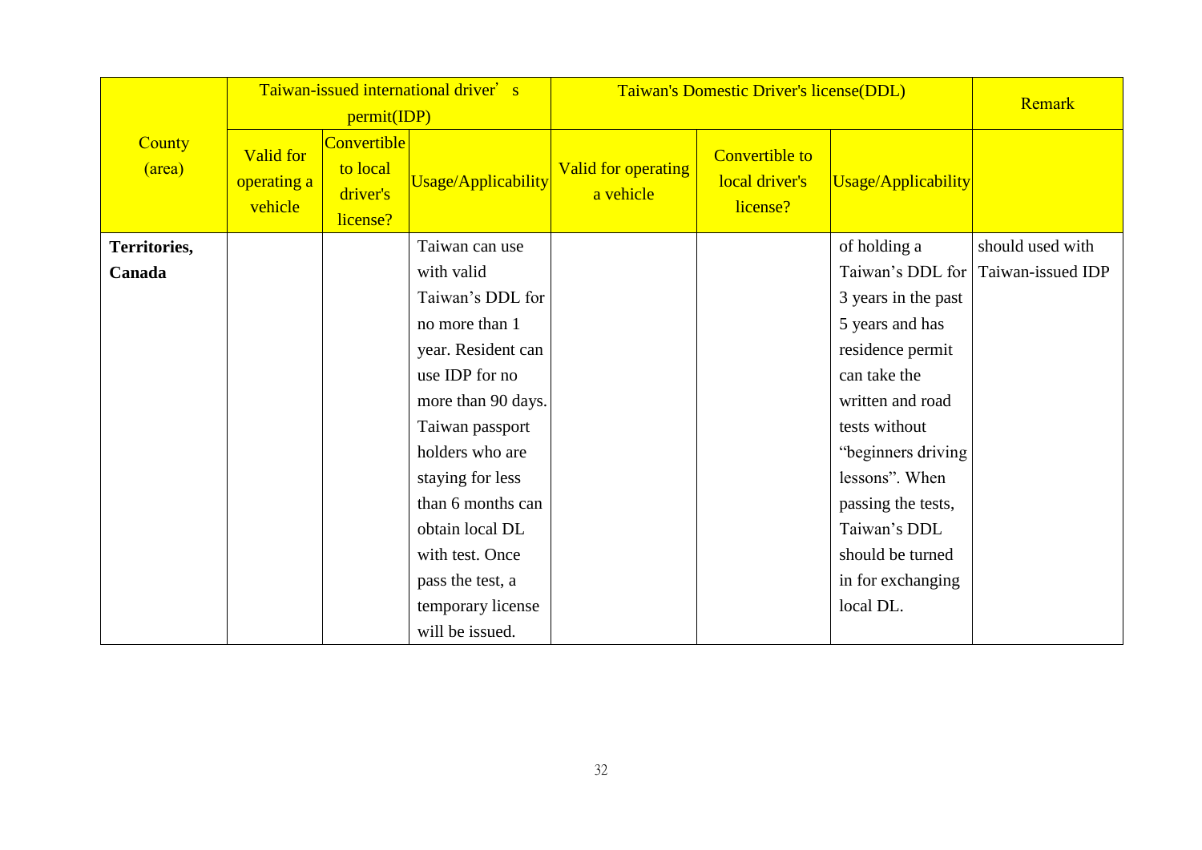| County (area) | Taiwan-issued international driver' s permit(IDP) | | | Taiwan's Domestic Driver's license(DDL) | | | Remark |
|---|---|---|---|---|---|---|---|
| | Valid for operating a vehicle | Convertible to local driver's license? | Usage/Applicability | Valid for operating a vehicle | Convertible to local driver's license? | Usage/Applicability | |
| **Territories, Canada** | | | Taiwan can use with valid Taiwan's DDL for no more than 1 year. Resident can use IDP for no more than 90 days. Taiwan passport holders who are staying for less than 6 months can obtain local DL with test. Once pass the test, a temporary license will be issued. | | | of holding a Taiwan's DDL for 3 years in the past 5 years and has residence permit can take the written and road tests without "beginners driving lessons". When passing the tests, Taiwan's DDL should be turned in for exchanging local DL. | should used with Taiwan-issued IDP |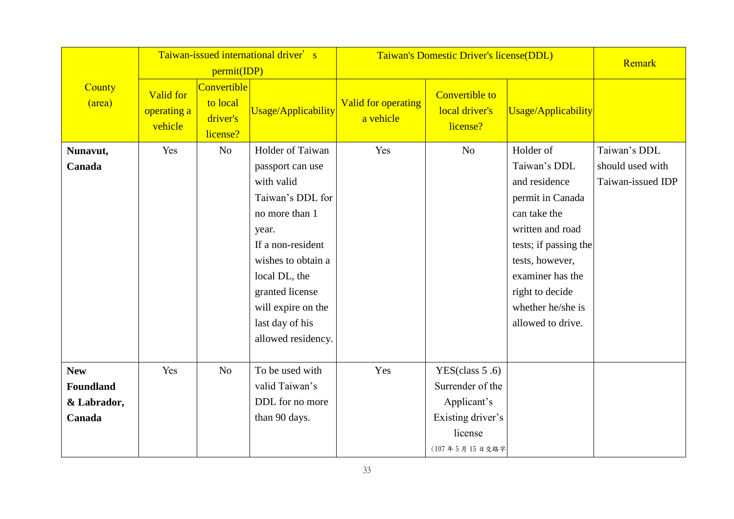| County (area) | Taiwan-issued international driver' s permit(IDP) | | | Taiwan's Domestic Driver's license(DDL) | | | Remark |
|---|---|---|---|---|---|---|---|
| | Valid for operating a vehicle | Convertible to local driver's license? | Usage/Applicability | Valid for operating a vehicle | Convertible to local driver's license? | Usage/Applicability | |
| **Nunavut, Canada** | Yes | No | Holder of Taiwan passport can use with valid Taiwan's DDL for no more than 1 year. If a non-resident wishes to obtain a local DL, the granted license will expire on the last day of his allowed residency. | Yes | No | Holder of Taiwan's DDL and residence permit in Canada can take the written and road tests; if passing the tests, however, examiner has the right to decide whether he/she is allowed to drive. | Taiwan's DDL should used with Taiwan-issued IDP |
| **New Foundland & Labrador, Canada** | Yes | No | To be used with valid Taiwan's DDL for no more than 90 days. | Yes | YES(class 5 .6) Surrender of the Applicant's Existing driver's license (107 年 5 月 15 日交路字 | | |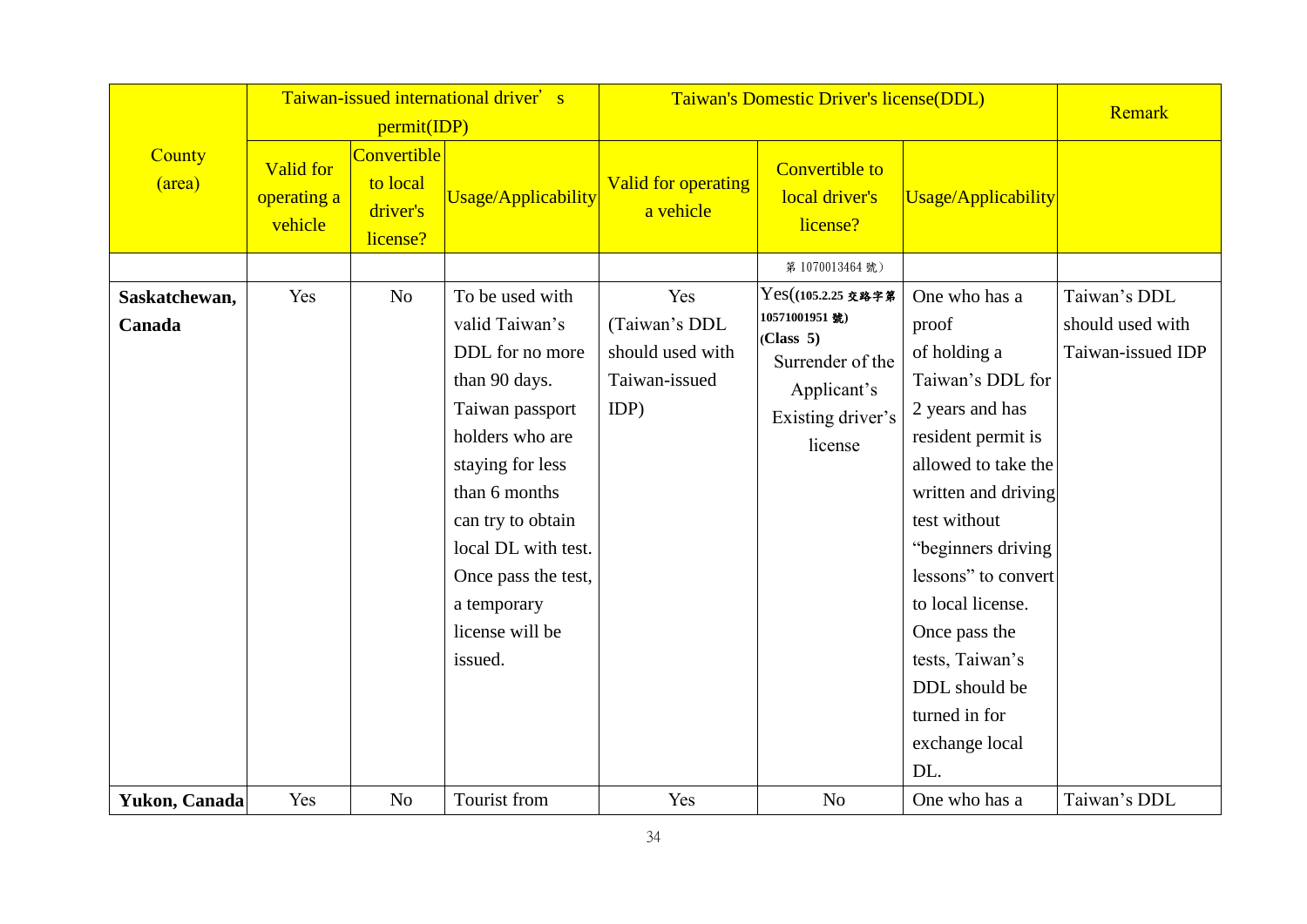| County (area) | Taiwan-issued international driver' s permit(IDP) | | | Taiwan's Domestic Driver's license(DDL) | | | Remark |
|---|---|---|---|---|---|---|---|
| | Valid for operating a vehicle | Convertible to local driver's license? | Usage/Applicability | Valid for operating a vehicle | Convertible to local driver's license? | Usage/Applicability | |
| | | | | | 第 1070013464 號） | | |
| **Saskatchewan, Canada** | Yes | No | To be used with valid Taiwan's DDL for no more than 90 days. Taiwan passport holders who are staying for less than 6 months can try to obtain local DL with test. Once pass the test, a temporary license will be issued. | Yes (Taiwan's DDL should used with Taiwan-issued IDP) | Yes((**105.2.25 交路字第 10571001951 號**) (**Class 5**) Surrender of the Applicant's Existing driver's license | One who has a proof of holding a Taiwan's DDL for 2 years and has resident permit is allowed to take the written and driving test without "beginners driving lessons" to convert to local license. Once pass the tests, Taiwan's DDL should be turned in for exchange local DL. | Taiwan's DDL should used with Taiwan-issued IDP |
| **Yukon, Canada** | Yes | No | Tourist from | Yes | No | One who has a | Taiwan's DDL |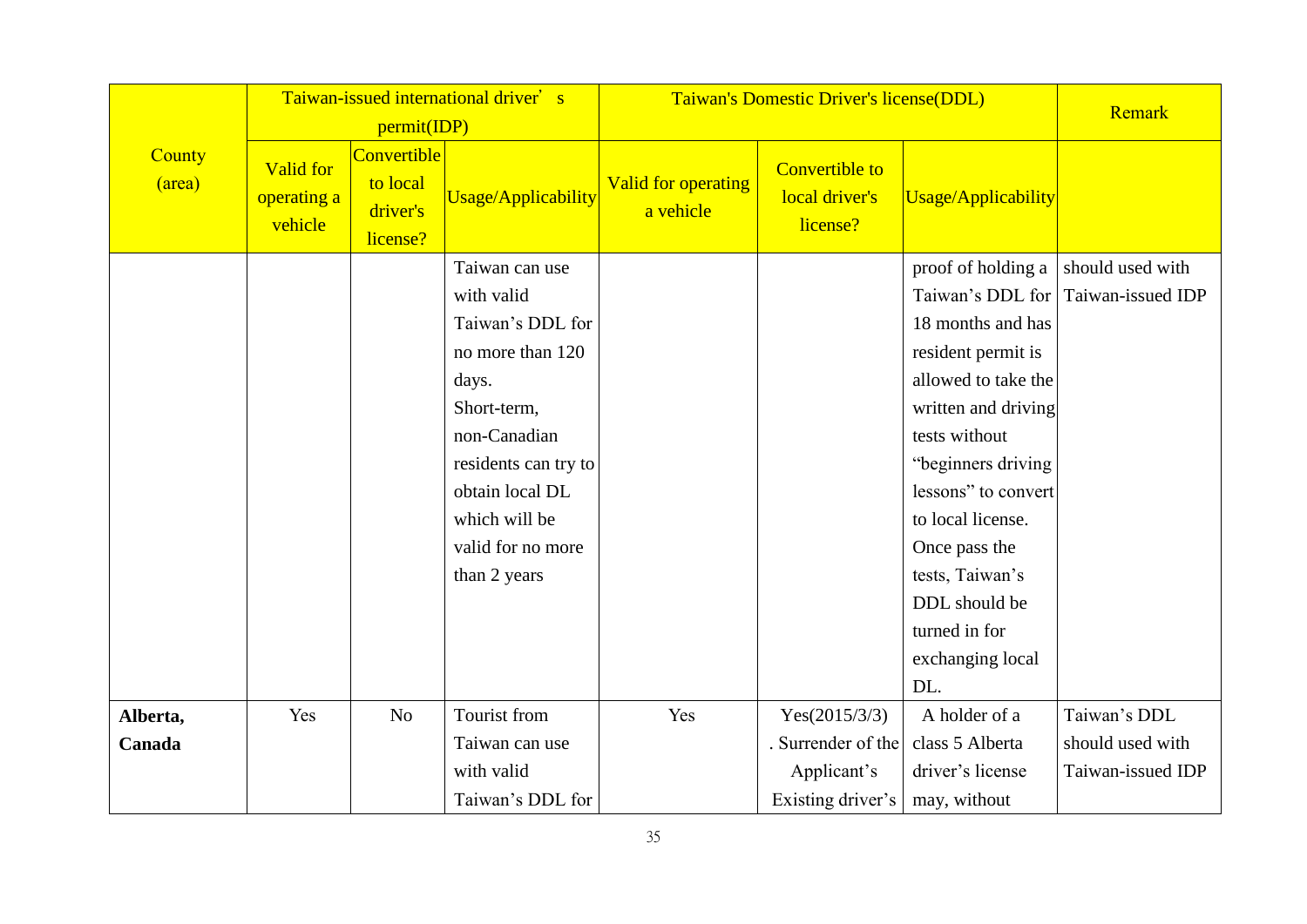| County (area) | Taiwan-issued international driver' s permit(IDP) | | | Taiwan's Domestic Driver's license(DDL) | | | Remark |
|---|---|---|---|---|---|---|---|
| | Valid for operating a vehicle | Convertible to local driver's license? | Usage/Applicability | Valid for operating a vehicle | Convertible to local driver's license? | Usage/Applicability | |
| | | | Taiwan can use with valid Taiwan's DDL for no more than 120 days. Short-term, non-Canadian residents can try to obtain local DL which will be valid for no more than 2 years | | | proof of holding a Taiwan's DDL for 18 months and has resident permit is allowed to take the written and driving tests without "beginners driving lessons" to convert to local license. Once pass the tests, Taiwan's DDL should be turned in for exchanging local DL. | should used with Taiwan-issued IDP |
| **Alberta, Canada** | Yes | No | Tourist from Taiwan can use with valid Taiwan's DDL for | Yes | Yes(2015/3/3) . Surrender of the Applicant's Existing driver's | A holder of a class 5 Alberta driver's license may, without | Taiwan's DDL should used with Taiwan-issued IDP |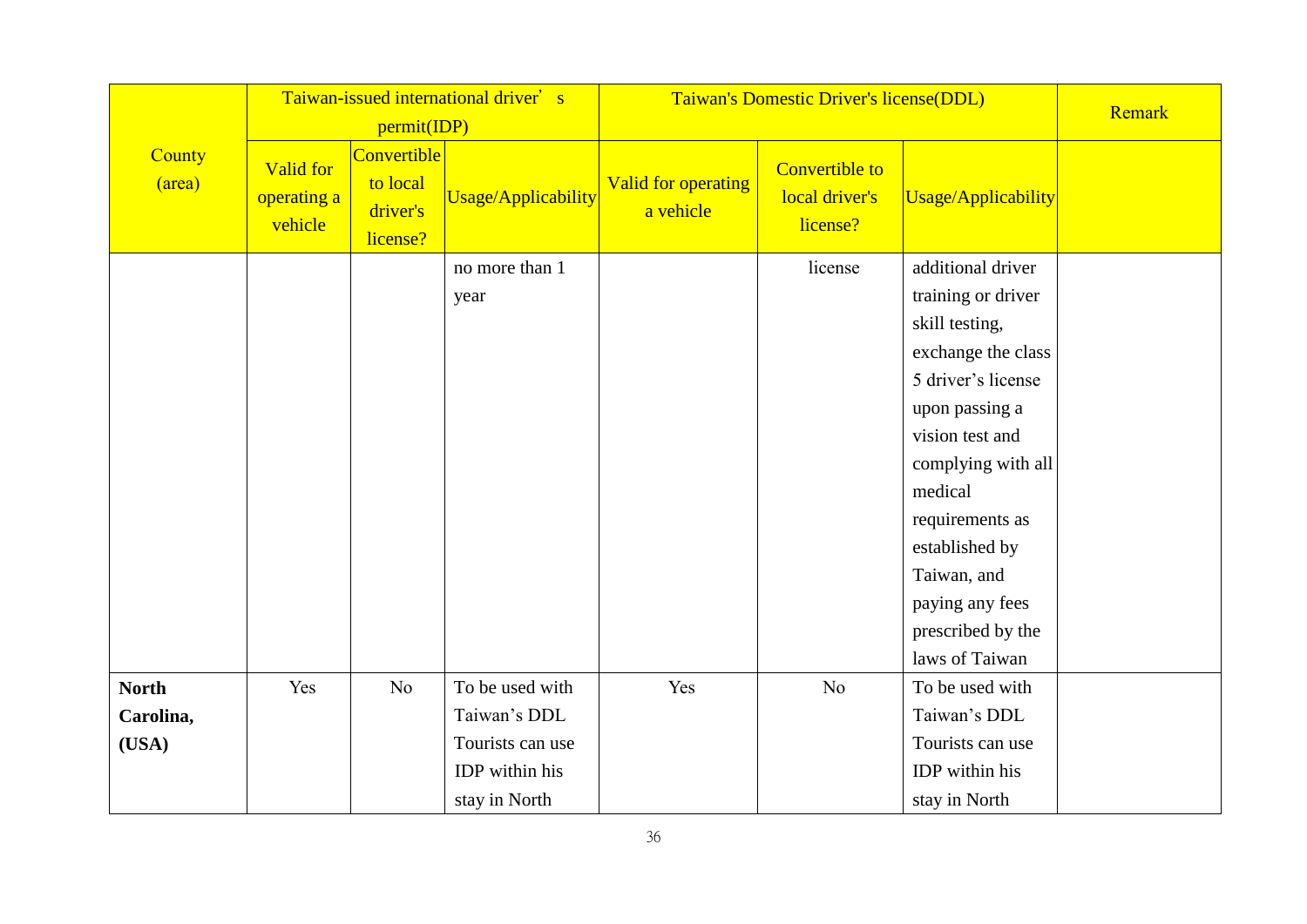| County (area) | Taiwan-issued international driver's permit(IDP) | | | Taiwan's Domestic Driver's license(DDL) | | | Remark |
|---|---|---|---|---|---|---|---|
| | Valid for operating a vehicle | Convertible to local driver's license? | Usage/Applicability | Valid for operating a vehicle | Convertible to local driver's license? | Usage/Applicability | |
| | | | no more than 1 year | | license | additional driver training or driver skill testing, exchange the class 5 driver's license upon passing a vision test and complying with all medical requirements as established by Taiwan, and paying any fees prescribed by the laws of Taiwan | |
| **North Carolina, (USA)** | Yes | No | To be used with Taiwan's DDL Tourists can use IDP within his stay in North | Yes | No | To be used with Taiwan's DDL Tourists can use IDP within his stay in North | |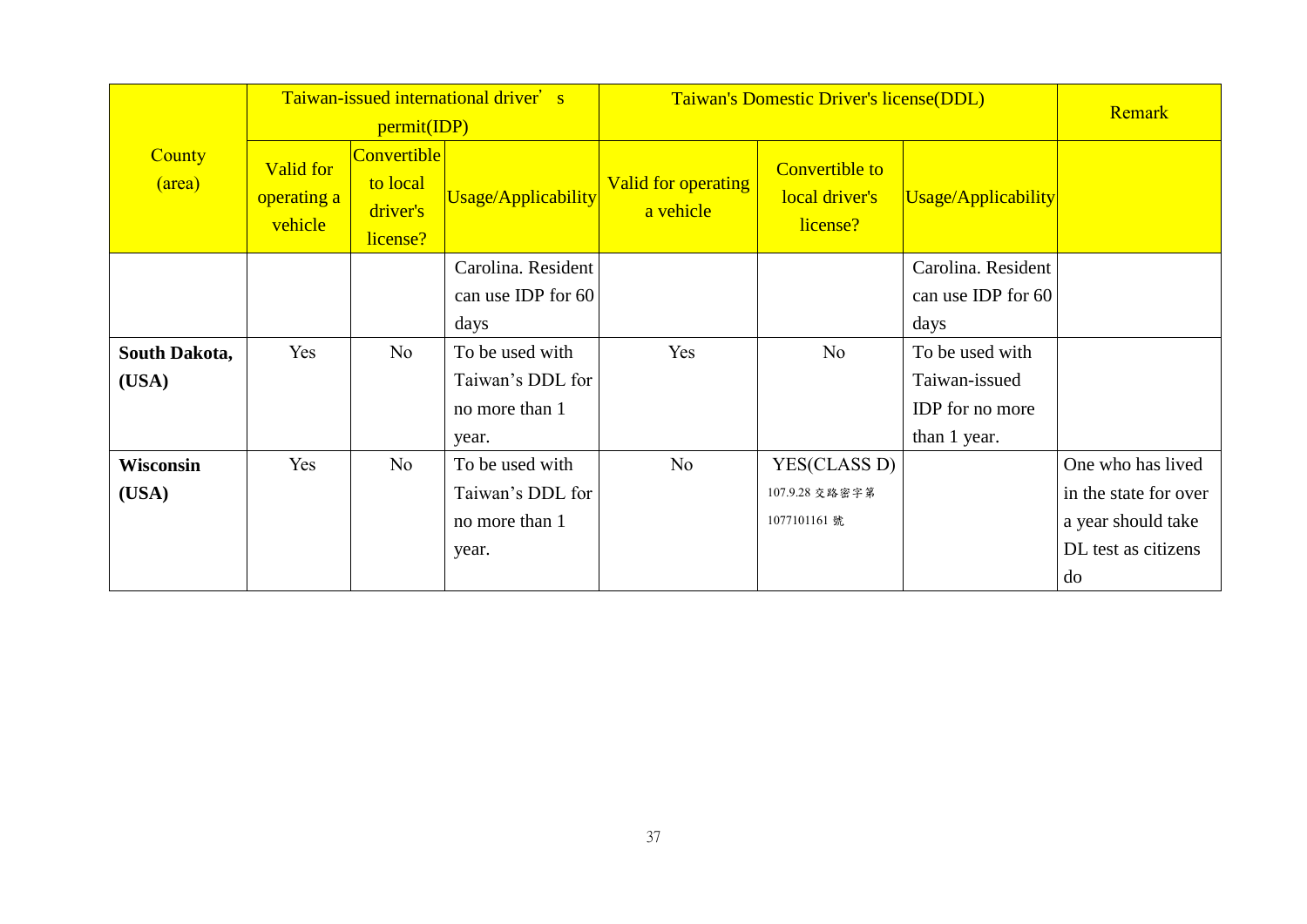| County (area) | Taiwan-issued international driver's permit(IDP) | | | Taiwan's Domestic Driver's license(DDL) | | | Remark |
|---|---|---|---|---|---|---|---|
| | Valid for operating a vehicle | Convertible to local driver's license? | Usage/Applicability | Valid for operating a vehicle | Convertible to local driver's license? | Usage/Applicability | |
| | | | Carolina. Resident can use IDP for 60 days | | | Carolina. Resident can use IDP for 60 days | |
| **South Dakota, (USA)** | Yes | No | To be used with Taiwan's DDL for no more than 1 year. | Yes | No | To be used with Taiwan-issued IDP for no more than 1 year. | |
| **Wisconsin (USA)** | Yes | No | To be used with Taiwan's DDL for no more than 1 year. | No | YES(CLASS D) 107.9.28 交路密字第1077101161號 | | One who has lived in the state for over a year should take DL test as citizens do |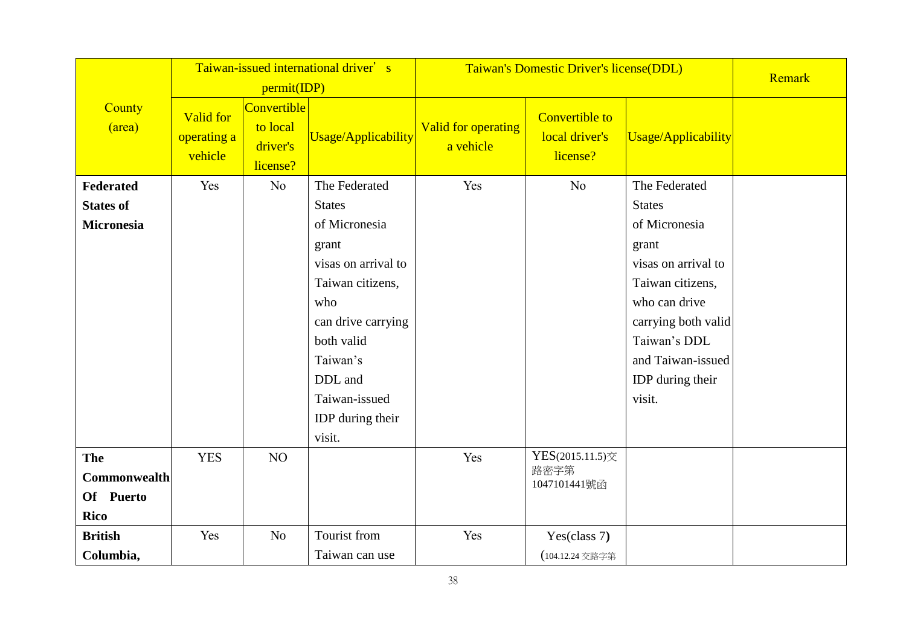| County (area) | Taiwan-issued international driver's permit(IDP) | | | Taiwan's Domestic Driver's license(DDL) | | | Remark |
|---|---|---|---|---|---|---|---|
| | Valid for operating a vehicle | Convertible to local driver's license? | Usage/Applicability | Valid for operating a vehicle | Convertible to local driver's license? | Usage/Applicability | |
| **Federated States of Micronesia** | Yes | No | The Federated States of Micronesia grant visas on arrival to Taiwan citizens, who can drive carrying both valid Taiwan's DDL and Taiwan-issued IDP during their visit. | Yes | No | The Federated States of Micronesia grant visas on arrival to Taiwan citizens, who can drive carrying both valid Taiwan's DDL and Taiwan-issued IDP during their visit. | |
| **The Commonwealth Of Puerto Rico** | YES | NO | | Yes | YES(2015.11.5)交路密字第1047101441號函 | | |
| **British Columbia,** | Yes | No | Tourist from Taiwan can use | Yes | Yes(class 7) (104.12.24 交路字第 | | |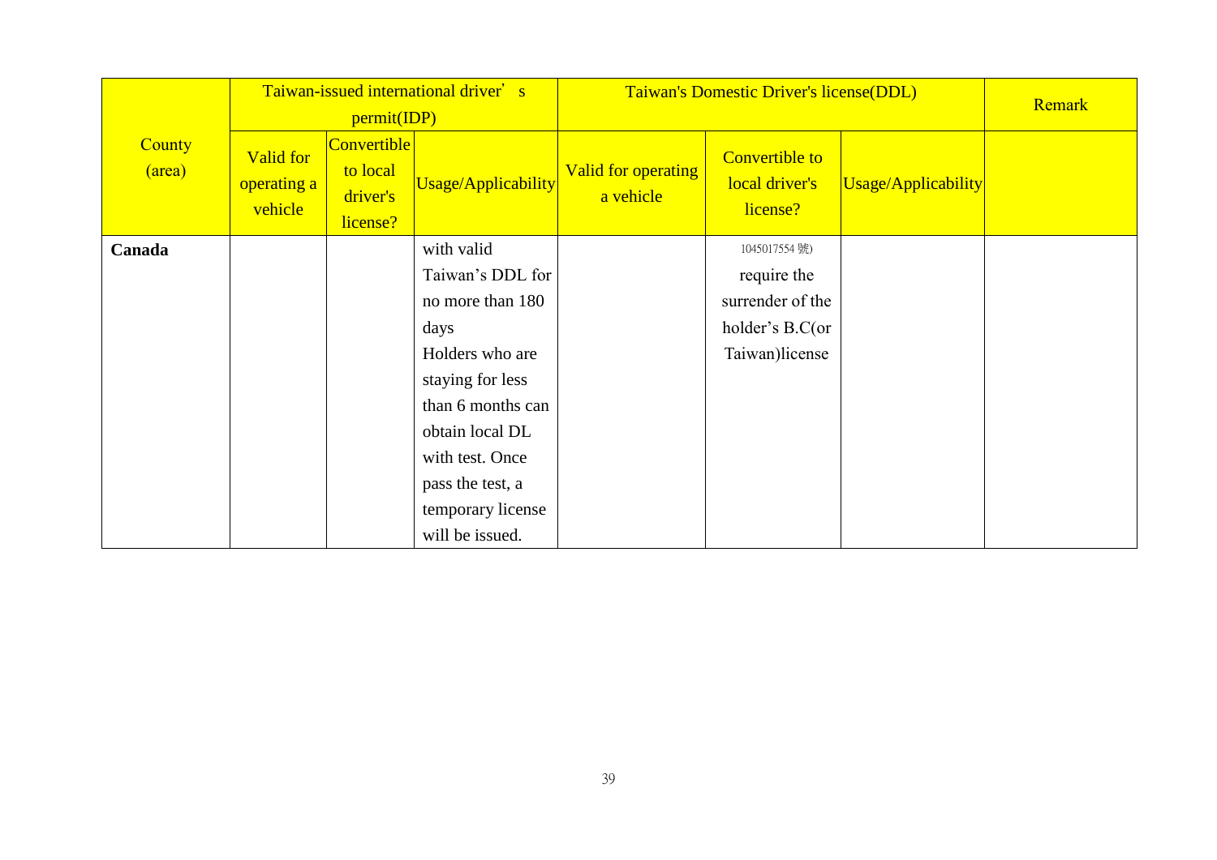| County (area) | Taiwan-issued international driver' s permit(IDP) | | | Taiwan's Domestic Driver's license(DDL) | | | Remark |
|---|---|---|---|---|---|---|---|
| | Valid for operating a vehicle | Convertible to local driver's license? | Usage/Applicability | Valid for operating a vehicle | Convertible to local driver's license? | Usage/Applicability | |
| **Canada** | | | with valid Taiwan's DDL for no more than 180 days Holders who are staying for less than 6 months can obtain local DL with test. Once pass the test, a temporary license will be issued. | | 1045017554 號) require the surrender of the holder's B.C(or Taiwan)license | | |